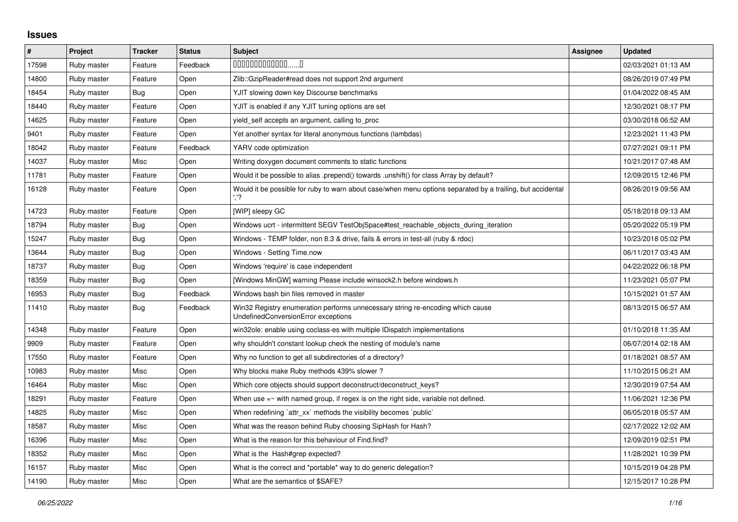# Issues

| # | Project | Tracker | Status | Subject | Assignee | Updated |
|---|---|---|---|---|---|---|
| 17598 | Ruby master | Feature | Feedback | 0000000000000......0 | | 02/03/2021 01:13 AM |
| 14800 | Ruby master | Feature | Open | Zlib::GzipReader#read does not support 2nd argument | | 08/26/2019 07:49 PM |
| 18454 | Ruby master | Bug | Open | YJIT slowing down key Discourse benchmarks | | 01/04/2022 08:45 AM |
| 18440 | Ruby master | Feature | Open | YJIT is enabled if any YJIT tuning options are set | | 12/30/2021 08:17 PM |
| 14625 | Ruby master | Feature | Open | yield_self accepts an argument, calling to_proc | | 03/30/2018 06:52 AM |
| 9401 | Ruby master | Feature | Open | Yet another syntax for literal anonymous functions (lambdas) | | 12/23/2021 11:43 PM |
| 18042 | Ruby master | Feature | Feedback | YARV code optimization | | 07/27/2021 09:11 PM |
| 14037 | Ruby master | Misc | Open | Writing doxygen document comments to static functions | | 10/21/2017 07:48 AM |
| 11781 | Ruby master | Feature | Open | Would it be possible to alias .prepend() towards .unshift() for class Array by default? | | 12/09/2015 12:46 PM |
| 16128 | Ruby master | Feature | Open | Would it be possible for ruby to warn about case/when menu options separated by a trailing, but accidental ','? | | 08/26/2019 09:56 AM |
| 14723 | Ruby master | Feature | Open | [WIP] sleepy GC | | 05/18/2018 09:13 AM |
| 18794 | Ruby master | Bug | Open | Windows ucrt - intermittent SEGV TestObjSpace#test_reachable_objects_during_iteration | | 05/20/2022 05:19 PM |
| 15247 | Ruby master | Bug | Open | Windows - TEMP folder, non 8.3 & drive, fails & errors in test-all (ruby & rdoc) | | 10/23/2018 05:02 PM |
| 13644 | Ruby master | Bug | Open | Windows - Setting Time.now | | 06/11/2017 03:43 AM |
| 18737 | Ruby master | Bug | Open | Windows 'require' is case independent | | 04/22/2022 06:18 PM |
| 18359 | Ruby master | Bug | Open | [Windows MinGW] warning Please include winsock2.h before windows.h | | 11/23/2021 05:07 PM |
| 16953 | Ruby master | Bug | Feedback | Windows bash bin files removed in master | | 10/15/2021 01:57 AM |
| 11410 | Ruby master | Bug | Feedback | Win32 Registry enumeration performs unnecessary string re-encoding which cause UndefinedConversionError exceptions | | 08/13/2015 06:57 AM |
| 14348 | Ruby master | Feature | Open | win32ole: enable using coclass-es with multiple IDispatch implementations | | 01/10/2018 11:35 AM |
| 9909 | Ruby master | Feature | Open | why shouldn't constant lookup check the nesting of module's name | | 06/07/2014 02:18 AM |
| 17550 | Ruby master | Feature | Open | Why no function to get all subdirectories of a directory? | | 01/18/2021 08:57 AM |
| 10983 | Ruby master | Misc | Open | Why blocks make Ruby methods 439% slower ? | | 11/10/2015 06:21 AM |
| 16464 | Ruby master | Misc | Open | Which core objects should support deconstruct/deconstruct_keys? | | 12/30/2019 07:54 AM |
| 18291 | Ruby master | Feature | Open | When use =~ with named group, if regex is on the right side, variable not defined. | | 11/06/2021 12:36 PM |
| 14825 | Ruby master | Misc | Open | When redefining `attr_xx` methods the visibility becomes `public` | | 06/05/2018 05:57 AM |
| 18587 | Ruby master | Misc | Open | What was the reason behind Ruby choosing SipHash for Hash? | | 02/17/2022 12:02 AM |
| 16396 | Ruby master | Misc | Open | What is the reason for this behaviour of Find.find? | | 12/09/2019 02:51 PM |
| 18352 | Ruby master | Misc | Open | What is the Hash#grep expected? | | 11/28/2021 10:39 PM |
| 16157 | Ruby master | Misc | Open | What is the correct and *portable* way to do generic delegation? | | 10/15/2019 04:28 PM |
| 14190 | Ruby master | Misc | Open | What are the semantics of $SAFE? | | 12/15/2017 10:28 PM |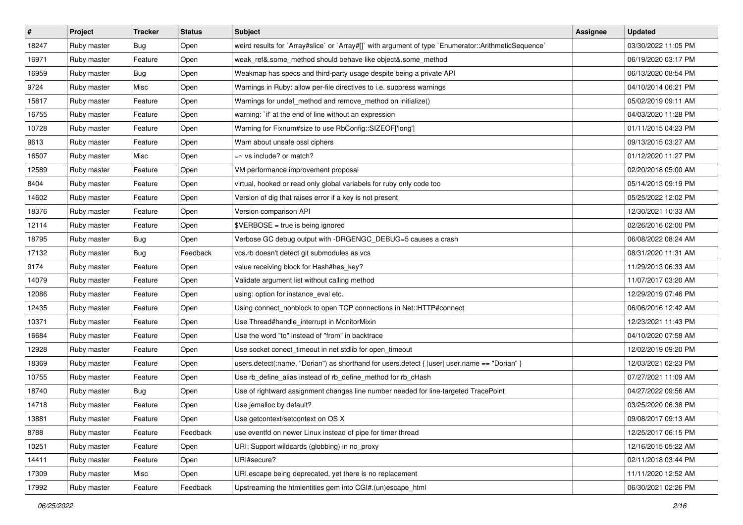| # | Project | Tracker | Status | Subject | Assignee | Updated |
|---|---|---|---|---|---|---|
| 18247 | Ruby master | Bug | Open | weird results for `Array#slice` or `Array#[]` with argument of type `Enumerator::ArithmeticSequence` | | 03/30/2022 11:05 PM |
| 16971 | Ruby master | Feature | Open | weak_ref&.some_method should behave like object&.some_method | | 06/19/2020 03:17 PM |
| 16959 | Ruby master | Bug | Open | Weakmap has specs and third-party usage despite being a private API | | 06/13/2020 08:54 PM |
| 9724 | Ruby master | Misc | Open | Warnings in Ruby: allow per-file directives to i.e. suppress warnings | | 04/10/2014 06:21 PM |
| 15817 | Ruby master | Feature | Open | Warnings for undef_method and remove_method on initialize() | | 05/02/2019 09:11 AM |
| 16755 | Ruby master | Feature | Open | warning: `if' at the end of line without an expression | | 04/03/2020 11:28 PM |
| 10728 | Ruby master | Feature | Open | Warning for Fixnum#size to use RbConfig::SIZEOF['long'] | | 01/11/2015 04:23 PM |
| 9613 | Ruby master | Feature | Open | Warn about unsafe ossl ciphers | | 09/13/2015 03:27 AM |
| 16507 | Ruby master | Misc | Open | =~ vs include? or match? | | 01/12/2020 11:27 PM |
| 12589 | Ruby master | Feature | Open | VM performance improvement proposal | | 02/20/2018 05:00 AM |
| 8404 | Ruby master | Feature | Open | virtual, hooked or read only global variabels for ruby only code too | | 05/14/2013 09:19 PM |
| 14602 | Ruby master | Feature | Open | Version of dig that raises error if a key is not present | | 05/25/2022 12:02 PM |
| 18376 | Ruby master | Feature | Open | Version comparison API | | 12/30/2021 10:33 AM |
| 12114 | Ruby master | Feature | Open | $VERBOSE = true is being ignored | | 02/26/2016 02:00 PM |
| 18795 | Ruby master | Bug | Open | Verbose GC debug output with -DRGENGC_DEBUG=5 causes a crash | | 06/08/2022 08:24 AM |
| 17132 | Ruby master | Bug | Feedback | vcs.rb doesn't detect git submodules as vcs | | 08/31/2020 11:31 AM |
| 9174 | Ruby master | Feature | Open | value receiving block for Hash#has_key? | | 11/29/2013 06:33 AM |
| 14079 | Ruby master | Feature | Open | Validate argument list without calling method | | 11/07/2017 03:20 AM |
| 12086 | Ruby master | Feature | Open | using: option for instance_eval etc. | | 12/29/2019 07:46 PM |
| 12435 | Ruby master | Feature | Open | Using connect_nonblock to open TCP connections in Net::HTTP#connect | | 06/06/2016 12:42 AM |
| 10371 | Ruby master | Feature | Open | Use Thread#handle_interrupt in MonitorMixin | | 12/23/2021 11:43 PM |
| 16684 | Ruby master | Feature | Open | Use the word "to" instead of "from" in backtrace | | 04/10/2020 07:58 AM |
| 12928 | Ruby master | Feature | Open | Use socket conect_timeout in net stdlib for open_timeout | | 12/02/2019 09:20 PM |
| 18369 | Ruby master | Feature | Open | users.detect(:name, "Dorian") as shorthand for users.detect { \|user\| user.name == "Dorian" } | | 12/03/2021 02:23 PM |
| 10755 | Ruby master | Feature | Open | Use rb_define_alias instead of rb_define_method for rb_cHash | | 07/27/2021 11:09 AM |
| 18740 | Ruby master | Bug | Open | Use of rightward assignment changes line number needed for line-targeted TracePoint | | 04/27/2022 09:56 AM |
| 14718 | Ruby master | Feature | Open | Use jemalloc by default? | | 03/25/2020 06:38 PM |
| 13881 | Ruby master | Feature | Open | Use getcontext/setcontext on OS X | | 09/08/2017 09:13 AM |
| 8788 | Ruby master | Feature | Feedback | use eventfd on newer Linux instead of pipe for timer thread | | 12/25/2017 06:15 PM |
| 10251 | Ruby master | Feature | Open | URI: Support wildcards (globbing) in no_proxy | | 12/16/2015 05:22 AM |
| 14411 | Ruby master | Feature | Open | URI#secure? | | 02/11/2018 03:44 PM |
| 17309 | Ruby master | Misc | Open | URI.escape being deprecated, yet there is no replacement | | 11/11/2020 12:52 AM |
| 17992 | Ruby master | Feature | Feedback | Upstreaming the htmlentities gem into CGI#.(un)escape_html | | 06/30/2021 02:26 PM |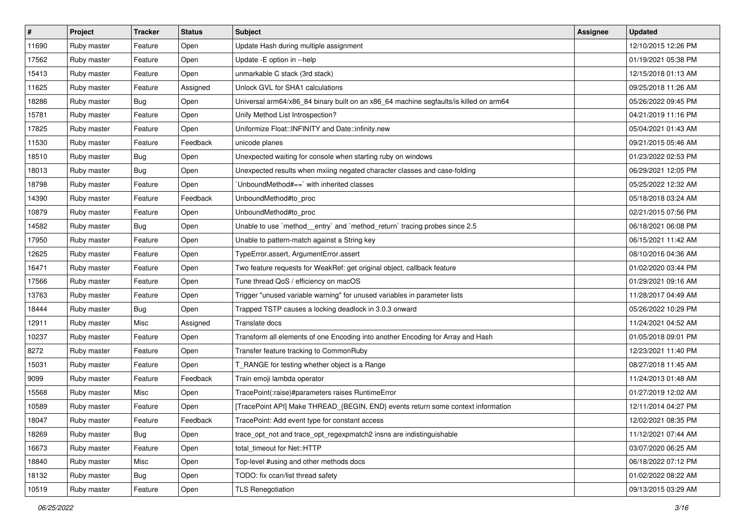| # | Project | Tracker | Status | Subject | Assignee | Updated |
|---|---|---|---|---|---|---|
| 11690 | Ruby master | Feature | Open | Update Hash during multiple assignment | | 12/10/2015 12:26 PM |
| 17562 | Ruby master | Feature | Open | Update -E option in --help | | 01/19/2021 05:38 PM |
| 15413 | Ruby master | Feature | Open | unmarkable C stack (3rd stack) | | 12/15/2018 01:13 AM |
| 11625 | Ruby master | Feature | Assigned | Unlock GVL for SHA1 calculations | | 09/25/2018 11:26 AM |
| 18286 | Ruby master | Bug | Open | Universal arm64/x86_84 binary built on an x86_64 machine segfaults/is killed on arm64 | | 05/26/2022 09:45 PM |
| 15781 | Ruby master | Feature | Open | Unify Method List Introspection? | | 04/21/2019 11:16 PM |
| 17825 | Ruby master | Feature | Open | Uniformize Float::INFINITY and Date::infinity.new | | 05/04/2021 01:43 AM |
| 11530 | Ruby master | Feature | Feedback | unicode planes | | 09/21/2015 05:46 AM |
| 18510 | Ruby master | Bug | Open | Unexpected waiting for console when starting ruby on windows | | 01/23/2022 02:53 PM |
| 18013 | Ruby master | Bug | Open | Unexpected results when mxiing negated character classes and case-folding | | 06/29/2021 12:05 PM |
| 18798 | Ruby master | Feature | Open | `UnboundMethod#==` with inherited classes | | 05/25/2022 12:32 AM |
| 14390 | Ruby master | Feature | Feedback | UnboundMethod#to_proc | | 05/18/2018 03:24 AM |
| 10879 | Ruby master | Feature | Open | UnboundMethod#to_proc | | 02/21/2015 07:56 PM |
| 14582 | Ruby master | Bug | Open | Unable to use `method__entry` and `method_return` tracing probes since 2.5 | | 06/18/2021 06:08 PM |
| 17950 | Ruby master | Feature | Open | Unable to pattern-match against a String key | | 06/15/2021 11:42 AM |
| 12625 | Ruby master | Feature | Open | TypeError.assert, ArgumentError.assert | | 08/10/2016 04:36 AM |
| 16471 | Ruby master | Feature | Open | Two feature requests for WeakRef: get original object, callback feature | | 01/02/2020 03:44 PM |
| 17566 | Ruby master | Feature | Open | Tune thread QoS / efficiency on macOS | | 01/29/2021 09:16 AM |
| 13763 | Ruby master | Feature | Open | Trigger "unused variable warning" for unused variables in parameter lists | | 11/28/2017 04:49 AM |
| 18444 | Ruby master | Bug | Open | Trapped TSTP causes a locking deadlock in 3.0.3 onward | | 05/26/2022 10:29 PM |
| 12911 | Ruby master | Misc | Assigned | Translate docs | | 11/24/2021 04:52 AM |
| 10237 | Ruby master | Feature | Open | Transform all elements of one Encoding into another Encoding for Array and Hash | | 01/05/2018 09:01 PM |
| 8272 | Ruby master | Feature | Open | Transfer feature tracking to CommonRuby | | 12/23/2021 11:40 PM |
| 15031 | Ruby master | Feature | Open | T_RANGE for testing whether object is a Range | | 08/27/2018 11:45 AM |
| 9099 | Ruby master | Feature | Feedback | Train emoji lambda operator | | 11/24/2013 01:48 AM |
| 15568 | Ruby master | Misc | Open | TracePoint(:raise)#parameters raises RuntimeError | | 01/27/2019 12:02 AM |
| 10589 | Ruby master | Feature | Open | [TracePoint API] Make THREAD_{BEGIN, END} events return some context information | | 12/11/2014 04:27 PM |
| 18047 | Ruby master | Feature | Feedback | TracePoint: Add event type for constant access | | 12/02/2021 08:35 PM |
| 18269 | Ruby master | Bug | Open | trace_opt_not and trace_opt_regexpmatch2 insns are indistinguishable | | 11/12/2021 07:44 AM |
| 16673 | Ruby master | Feature | Open | total_timeout for Net::HTTP | | 03/07/2020 06:25 AM |
| 18840 | Ruby master | Misc | Open | Top-level #using and other methods docs | | 06/18/2022 07:12 PM |
| 18132 | Ruby master | Bug | Open | TODO: fix ccan/list thread safety | | 01/02/2022 08:22 AM |
| 10519 | Ruby master | Feature | Open | TLS Renegotiation | | 09/13/2015 03:29 AM |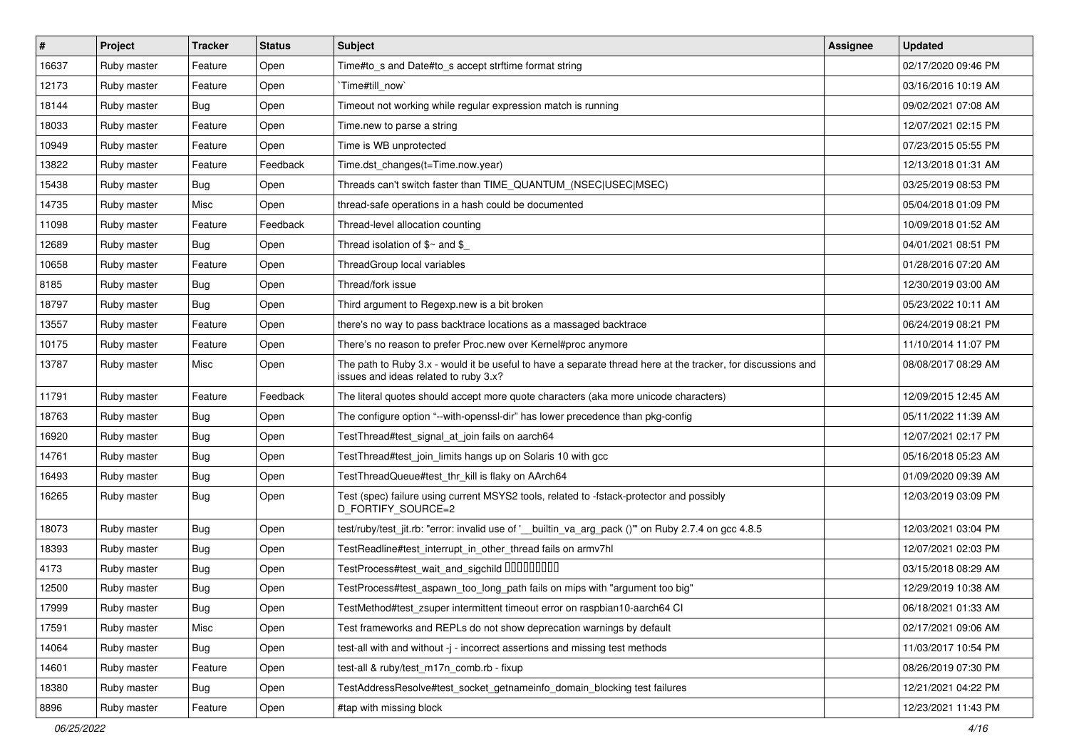| # | Project | Tracker | Status | Subject | Assignee | Updated |
| --- | --- | --- | --- | --- | --- | --- |
| 16637 | Ruby master | Feature | Open | Time#to_s and Date#to_s accept strftime format string | | 02/17/2020 09:46 PM |
| 12173 | Ruby master | Feature | Open | `Time#till_now` | | 03/16/2016 10:19 AM |
| 18144 | Ruby master | Bug | Open | Timeout not working while regular expression match is running | | 09/02/2021 07:08 AM |
| 18033 | Ruby master | Feature | Open | Time.new to parse a string | | 12/07/2021 02:15 PM |
| 10949 | Ruby master | Feature | Open | Time is WB unprotected | | 07/23/2015 05:55 PM |
| 13822 | Ruby master | Feature | Feedback | Time.dst_changes(t=Time.now.year) | | 12/13/2018 01:31 AM |
| 15438 | Ruby master | Bug | Open | Threads can't switch faster than TIME_QUANTUM_(NSEC\|USEC\|MSEC) | | 03/25/2019 08:53 PM |
| 14735 | Ruby master | Misc | Open | thread-safe operations in a hash could be documented | | 05/04/2018 01:09 PM |
| 11098 | Ruby master | Feature | Feedback | Thread-level allocation counting | | 10/09/2018 01:52 AM |
| 12689 | Ruby master | Bug | Open | Thread isolation of $~ and $_ | | 04/01/2021 08:51 PM |
| 10658 | Ruby master | Feature | Open | ThreadGroup local variables | | 01/28/2016 07:20 AM |
| 8185 | Ruby master | Bug | Open | Thread/fork issue | | 12/30/2019 03:00 AM |
| 18797 | Ruby master | Bug | Open | Third argument to Regexp.new is a bit broken | | 05/23/2022 10:11 AM |
| 13557 | Ruby master | Feature | Open | there's no way to pass backtrace locations as a massaged backtrace | | 06/24/2019 08:21 PM |
| 10175 | Ruby master | Feature | Open | There's no reason to prefer Proc.new over Kernel#proc anymore | | 11/10/2014 11:07 PM |
| 13787 | Ruby master | Misc | Open | The path to Ruby 3.x - would it be useful to have a separate thread here at the tracker, for discussions and issues and ideas related to ruby 3.x? | | 08/08/2017 08:29 AM |
| 11791 | Ruby master | Feature | Feedback | The literal quotes should accept more quote characters (aka more unicode characters) | | 12/09/2015 12:45 AM |
| 18763 | Ruby master | Bug | Open | The configure option "--with-openssl-dir" has lower precedence than pkg-config | | 05/11/2022 11:39 AM |
| 16920 | Ruby master | Bug | Open | TestThread#test_signal_at_join fails on aarch64 | | 12/07/2021 02:17 PM |
| 14761 | Ruby master | Bug | Open | TestThread#test_join_limits hangs up on Solaris 10 with gcc | | 05/16/2018 05:23 AM |
| 16493 | Ruby master | Bug | Open | TestThreadQueue#test_thr_kill is flaky on AArch64 | | 01/09/2020 09:39 AM |
| 16265 | Ruby master | Bug | Open | Test (spec) failure using current MSYS2 tools, related to -fstack-protector and possibly D_FORTIFY_SOURCE=2 | | 12/03/2019 03:09 PM |
| 18073 | Ruby master | Bug | Open | test/ruby/test_jit.rb: "error: invalid use of '__builtin_va_arg_pack ()'" on Ruby 2.7.4 on gcc 4.8.5 | | 12/03/2021 03:04 PM |
| 18393 | Ruby master | Bug | Open | TestReadline#test_interrupt_in_other_thread fails on armv7hl | | 12/07/2021 02:03 PM |
| 4173 | Ruby master | Bug | Open | TestProcess#test_wait_and_sigchild □□□□□□□□□ | | 03/15/2018 08:29 AM |
| 12500 | Ruby master | Bug | Open | TestProcess#test_aspawn_too_long_path fails on mips with "argument too big" | | 12/29/2019 10:38 AM |
| 17999 | Ruby master | Bug | Open | TestMethod#test_zsuper intermittent timeout error on raspbian10-aarch64 CI | | 06/18/2021 01:33 AM |
| 17591 | Ruby master | Misc | Open | Test frameworks and REPLs do not show deprecation warnings by default | | 02/17/2021 09:06 AM |
| 14064 | Ruby master | Bug | Open | test-all with and without -j - incorrect assertions and missing test methods | | 11/03/2017 10:54 PM |
| 14601 | Ruby master | Feature | Open | test-all & ruby/test_m17n_comb.rb - fixup | | 08/26/2019 07:30 PM |
| 18380 | Ruby master | Bug | Open | TestAddressResolve#test_socket_getnameinfo_domain_blocking test failures | | 12/21/2021 04:22 PM |
| 8896 | Ruby master | Feature | Open | #tap with missing block | | 12/23/2021 11:43 PM |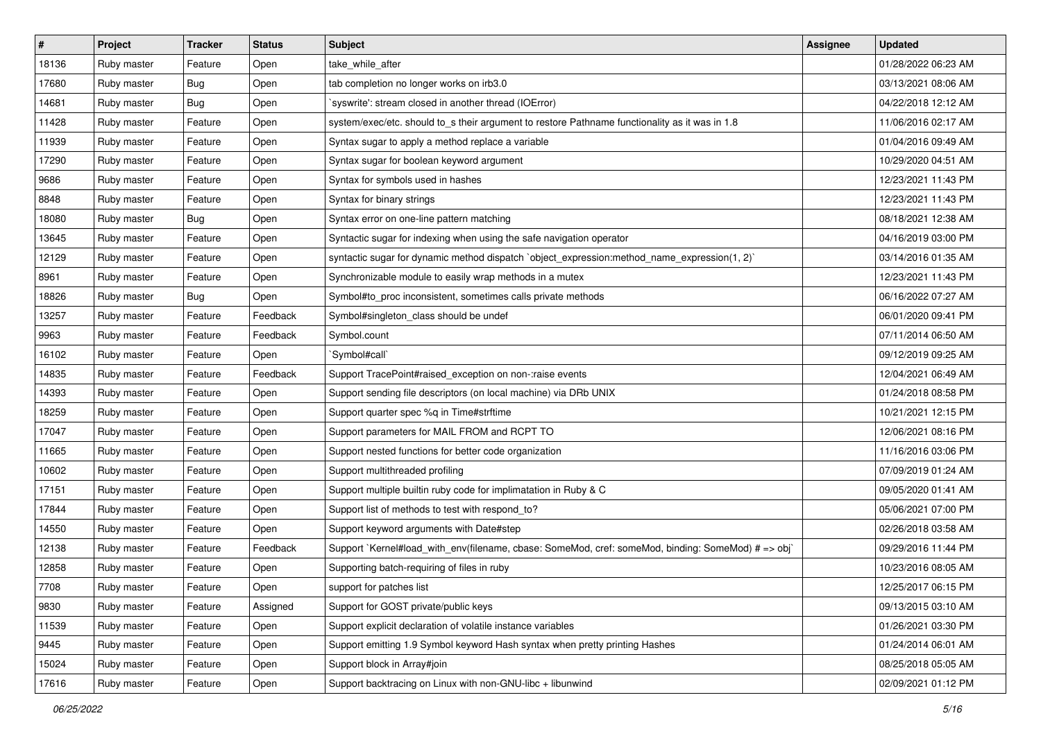| # | Project | Tracker | Status | Subject | Assignee | Updated |
| --- | --- | --- | --- | --- | --- | --- |
| 18136 | Ruby master | Feature | Open | take_while_after | | 01/28/2022 06:23 AM |
| 17680 | Ruby master | Bug | Open | tab completion no longer works on irb3.0 | | 03/13/2021 08:06 AM |
| 14681 | Ruby master | Bug | Open | `syswrite': stream closed in another thread (IOError) | | 04/22/2018 12:12 AM |
| 11428 | Ruby master | Feature | Open | system/exec/etc. should to_s their argument to restore Pathname functionality as it was in 1.8 | | 11/06/2016 02:17 AM |
| 11939 | Ruby master | Feature | Open | Syntax sugar to apply a method replace a variable | | 01/04/2016 09:49 AM |
| 17290 | Ruby master | Feature | Open | Syntax sugar for boolean keyword argument | | 10/29/2020 04:51 AM |
| 9686 | Ruby master | Feature | Open | Syntax for symbols used in hashes | | 12/23/2021 11:43 PM |
| 8848 | Ruby master | Feature | Open | Syntax for binary strings | | 12/23/2021 11:43 PM |
| 18080 | Ruby master | Bug | Open | Syntax error on one-line pattern matching | | 08/18/2021 12:38 AM |
| 13645 | Ruby master | Feature | Open | Syntactic sugar for indexing when using the safe navigation operator | | 04/16/2019 03:00 PM |
| 12129 | Ruby master | Feature | Open | syntactic sugar for dynamic method dispatch `object_expression:method_name_expression(1, 2)` | | 03/14/2016 01:35 AM |
| 8961 | Ruby master | Feature | Open | Synchronizable module to easily wrap methods in a mutex | | 12/23/2021 11:43 PM |
| 18826 | Ruby master | Bug | Open | Symbol#to_proc inconsistent, sometimes calls private methods | | 06/16/2022 07:27 AM |
| 13257 | Ruby master | Feature | Feedback | Symbol#singleton_class should be undef | | 06/01/2020 09:41 PM |
| 9963 | Ruby master | Feature | Feedback | Symbol.count | | 07/11/2014 06:50 AM |
| 16102 | Ruby master | Feature | Open | `Symbol#call` | | 09/12/2019 09:25 AM |
| 14835 | Ruby master | Feature | Feedback | Support TracePoint#raised_exception on non-:raise events | | 12/04/2021 06:49 AM |
| 14393 | Ruby master | Feature | Open | Support sending file descriptors (on local machine) via DRb UNIX | | 01/24/2018 08:58 PM |
| 18259 | Ruby master | Feature | Open | Support quarter spec %q in Time#strftime | | 10/21/2021 12:15 PM |
| 17047 | Ruby master | Feature | Open | Support parameters for MAIL FROM and RCPT TO | | 12/06/2021 08:16 PM |
| 11665 | Ruby master | Feature | Open | Support nested functions for better code organization | | 11/16/2016 03:06 PM |
| 10602 | Ruby master | Feature | Open | Support multithreaded profiling | | 07/09/2019 01:24 AM |
| 17151 | Ruby master | Feature | Open | Support multiple builtin ruby code for implimatation in Ruby & C | | 09/05/2020 01:41 AM |
| 17844 | Ruby master | Feature | Open | Support list of methods to test with respond_to? | | 05/06/2021 07:00 PM |
| 14550 | Ruby master | Feature | Open | Support keyword arguments with Date#step | | 02/26/2018 03:58 AM |
| 12138 | Ruby master | Feature | Feedback | Support `Kernel#load_with_env(filename, cbase: SomeMod, cref: someMod, binding: SomeMod) # => obj` | | 09/29/2016 11:44 PM |
| 12858 | Ruby master | Feature | Open | Supporting batch-requiring of files in ruby | | 10/23/2016 08:05 AM |
| 7708 | Ruby master | Feature | Open | support for patches list | | 12/25/2017 06:15 PM |
| 9830 | Ruby master | Feature | Assigned | Support for GOST private/public keys | | 09/13/2015 03:10 AM |
| 11539 | Ruby master | Feature | Open | Support explicit declaration of volatile instance variables | | 01/26/2021 03:30 PM |
| 9445 | Ruby master | Feature | Open | Support emitting 1.9 Symbol keyword Hash syntax when pretty printing Hashes | | 01/24/2014 06:01 AM |
| 15024 | Ruby master | Feature | Open | Support block in Array#join | | 08/25/2018 05:05 AM |
| 17616 | Ruby master | Feature | Open | Support backtracing on Linux with non-GNU-libc + libunwind | | 02/09/2021 01:12 PM |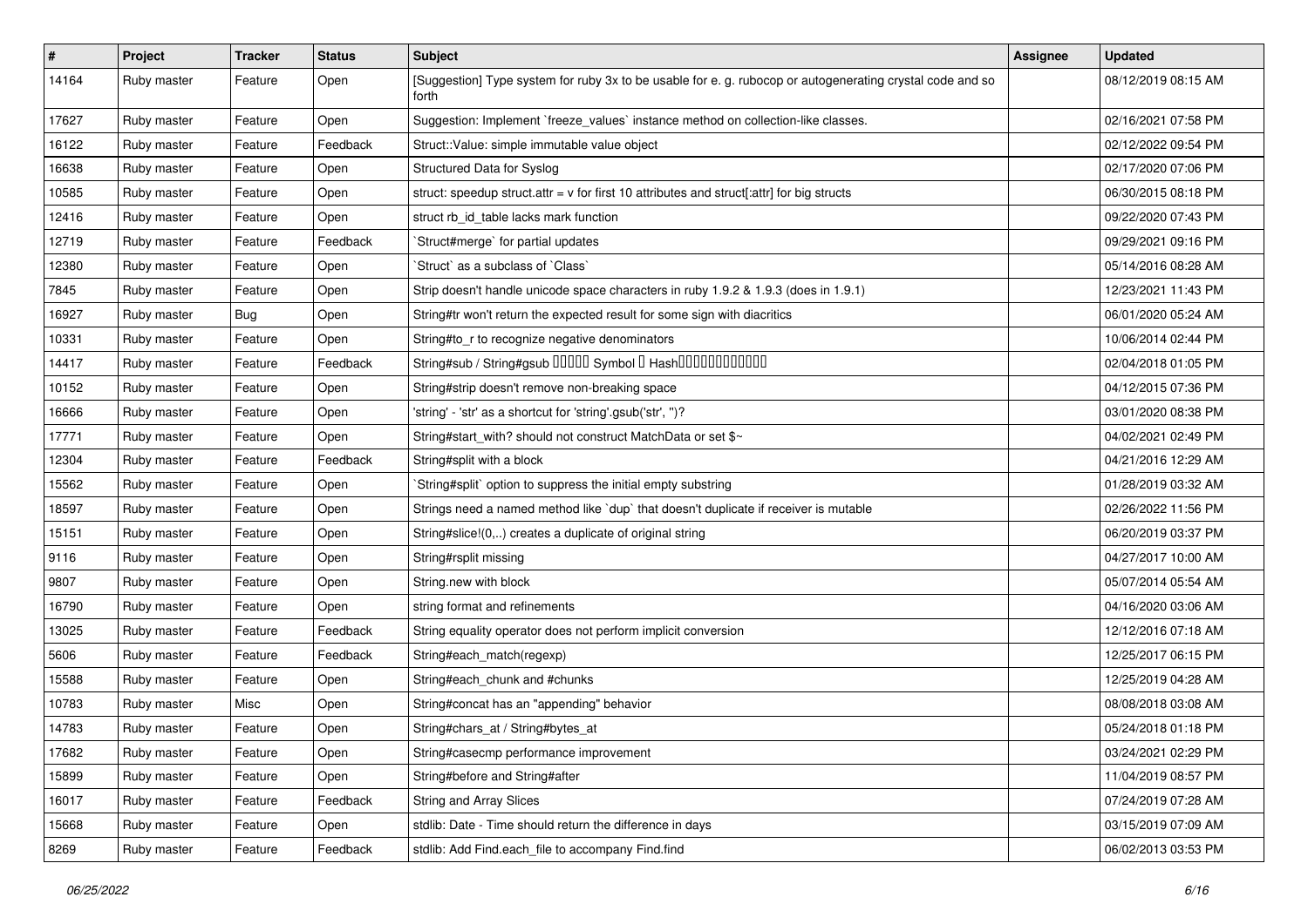| # | Project | Tracker | Status | Subject | Assignee | Updated |
|---|---|---|---|---|---|---|
| 14164 | Ruby master | Feature | Open | [Suggestion] Type system for ruby 3x to be usable for e. g. rubocop or autogenerating crystal code and so forth | | 08/12/2019 08:15 AM |
| 17627 | Ruby master | Feature | Open | Suggestion: Implement `freeze_values` instance method on collection-like classes. | | 02/16/2021 07:58 PM |
| 16122 | Ruby master | Feature | Feedback | Struct::Value: simple immutable value object | | 02/12/2022 09:54 PM |
| 16638 | Ruby master | Feature | Open | Structured Data for Syslog | | 02/17/2020 07:06 PM |
| 10585 | Ruby master | Feature | Open | struct: speedup struct.attr = v for first 10 attributes and struct[:attr] for big structs | | 06/30/2015 08:18 PM |
| 12416 | Ruby master | Feature | Open | struct rb_id_table lacks mark function | | 09/22/2020 07:43 PM |
| 12719 | Ruby master | Feature | Feedback | `Struct#merge` for partial updates | | 09/29/2021 09:16 PM |
| 12380 | Ruby master | Feature | Open | `Struct` as a subclass of `Class` | | 05/14/2016 08:28 AM |
| 7845 | Ruby master | Feature | Open | Strip doesn't handle unicode space characters in ruby 1.9.2 & 1.9.3 (does in 1.9.1) | | 12/23/2021 11:43 PM |
| 16927 | Ruby master | Bug | Open | String#tr won't return the expected result for some sign with diacritics | | 06/01/2020 05:24 AM |
| 10331 | Ruby master | Feature | Open | String#to_r to recognize negative denominators | | 10/06/2014 02:44 PM |
| 14417 | Ruby master | Feature | Feedback | String#sub / String#gsub ����� Symbol � Hash������������ | | 02/04/2018 01:05 PM |
| 10152 | Ruby master | Feature | Open | String#strip doesn't remove non-breaking space | | 04/12/2015 07:36 PM |
| 16666 | Ruby master | Feature | Open | 'string' - 'str' as a shortcut for 'string'.gsub('str', '')? | | 03/01/2020 08:38 PM |
| 17771 | Ruby master | Feature | Open | String#start_with? should not construct MatchData or set $~ | | 04/02/2021 02:49 PM |
| 12304 | Ruby master | Feature | Feedback | String#split with a block | | 04/21/2016 12:29 AM |
| 15562 | Ruby master | Feature | Open | `String#split` option to suppress the initial empty substring | | 01/28/2019 03:32 AM |
| 18597 | Ruby master | Feature | Open | Strings need a named method like `dup` that doesn't duplicate if receiver is mutable | | 02/26/2022 11:56 PM |
| 15151 | Ruby master | Feature | Open | String#slice!(0,..) creates a duplicate of original string | | 06/20/2019 03:37 PM |
| 9116 | Ruby master | Feature | Open | String#rsplit missing | | 04/27/2017 10:00 AM |
| 9807 | Ruby master | Feature | Open | String.new with block | | 05/07/2014 05:54 AM |
| 16790 | Ruby master | Feature | Open | string format and refinements | | 04/16/2020 03:06 AM |
| 13025 | Ruby master | Feature | Feedback | String equality operator does not perform implicit conversion | | 12/12/2016 07:18 AM |
| 5606 | Ruby master | Feature | Feedback | String#each_match(regexp) | | 12/25/2017 06:15 PM |
| 15588 | Ruby master | Feature | Open | String#each_chunk and #chunks | | 12/25/2019 04:28 AM |
| 10783 | Ruby master | Misc | Open | String#concat has an "appending" behavior | | 08/08/2018 03:08 AM |
| 14783 | Ruby master | Feature | Open | String#chars_at / String#bytes_at | | 05/24/2018 01:18 PM |
| 17682 | Ruby master | Feature | Open | String#casecmp performance improvement | | 03/24/2021 02:29 PM |
| 15899 | Ruby master | Feature | Open | String#before and String#after | | 11/04/2019 08:57 PM |
| 16017 | Ruby master | Feature | Feedback | String and Array Slices | | 07/24/2019 07:28 AM |
| 15668 | Ruby master | Feature | Open | stdlib: Date - Time should return the difference in days | | 03/15/2019 07:09 AM |
| 8269 | Ruby master | Feature | Feedback | stdlib: Add Find.each_file to accompany Find.find | | 06/02/2013 03:53 PM |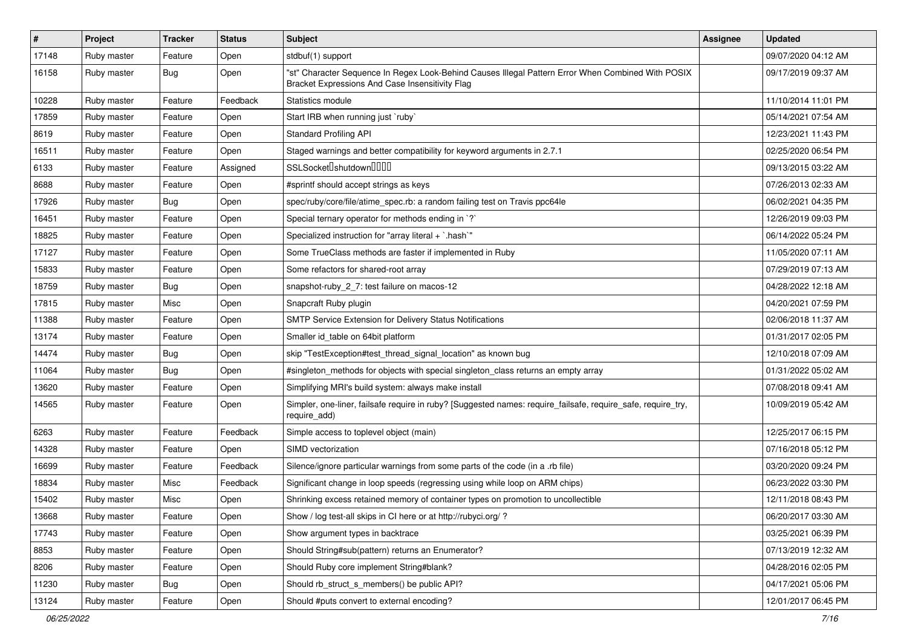| # | Project | Tracker | Status | Subject | Assignee | Updated |
|---|---|---|---|---|---|---|
| 17148 | Ruby master | Feature | Open | stdbuf(1) support | | 09/07/2020 04:12 AM |
| 16158 | Ruby master | Bug | Open | "st" Character Sequence In Regex Look-Behind Causes Illegal Pattern Error When Combined With POSIX Bracket Expressions And Case Insensitivity Flag | | 09/17/2019 09:37 AM |
| 10228 | Ruby master | Feature | Feedback | Statistics module | | 11/10/2014 11:01 PM |
| 17859 | Ruby master | Feature | Open | Start IRB when running just `ruby` | | 05/14/2021 07:54 AM |
| 8619 | Ruby master | Feature | Open | Standard Profiling API | | 12/23/2021 11:43 PM |
| 16511 | Ruby master | Feature | Open | Staged warnings and better compatibility for keyword arguments in 2.7.1 | | 02/25/2020 06:54 PM |
| 6133 | Ruby master | Feature | Assigned | SSLSocket�shutdown���� | | 09/13/2015 03:22 AM |
| 8688 | Ruby master | Feature | Open | #sprintf should accept strings as keys | | 07/26/2013 02:33 AM |
| 17926 | Ruby master | Bug | Open | spec/ruby/core/file/atime_spec.rb: a random failing test on Travis ppc64le | | 06/02/2021 04:35 PM |
| 16451 | Ruby master | Feature | Open | Special ternary operator for methods ending in `?` | | 12/26/2019 09:03 PM |
| 18825 | Ruby master | Feature | Open | Specialized instruction for "array literal + `.hash`" | | 06/14/2022 05:24 PM |
| 17127 | Ruby master | Feature | Open | Some TrueClass methods are faster if implemented in Ruby | | 11/05/2020 07:11 AM |
| 15833 | Ruby master | Feature | Open | Some refactors for shared-root array | | 07/29/2019 07:13 AM |
| 18759 | Ruby master | Bug | Open | snapshot-ruby_2_7: test failure on macos-12 | | 04/28/2022 12:18 AM |
| 17815 | Ruby master | Misc | Open | Snapcraft Ruby plugin | | 04/20/2021 07:59 PM |
| 11388 | Ruby master | Feature | Open | SMTP Service Extension for Delivery Status Notifications | | 02/06/2018 11:37 AM |
| 13174 | Ruby master | Feature | Open | Smaller id_table on 64bit platform | | 01/31/2017 02:05 PM |
| 14474 | Ruby master | Bug | Open | skip "TestException#test_thread_signal_location" as known bug | | 12/10/2018 07:09 AM |
| 11064 | Ruby master | Bug | Open | #singleton_methods for objects with special singleton_class returns an empty array | | 01/31/2022 05:02 AM |
| 13620 | Ruby master | Feature | Open | Simplifying MRI's build system: always make install | | 07/08/2018 09:41 AM |
| 14565 | Ruby master | Feature | Open | Simpler, one-liner, failsafe require in ruby? [Suggested names: require_failsafe, require_safe, require_try, require_add) | | 10/09/2019 05:42 AM |
| 6263 | Ruby master | Feature | Feedback | Simple access to toplevel object (main) | | 12/25/2017 06:15 PM |
| 14328 | Ruby master | Feature | Open | SIMD vectorization | | 07/16/2018 05:12 PM |
| 16699 | Ruby master | Feature | Feedback | Silence/ignore particular warnings from some parts of the code (in a .rb file) | | 03/20/2020 09:24 PM |
| 18834 | Ruby master | Misc | Feedback | Significant change in loop speeds (regressing using while loop on ARM chips) | | 06/23/2022 03:30 PM |
| 15402 | Ruby master | Misc | Open | Shrinking excess retained memory of container types on promotion to uncollectible | | 12/11/2018 08:43 PM |
| 13668 | Ruby master | Feature | Open | Show / log test-all skips in CI here or at http://rubyci.org/ ? | | 06/20/2017 03:30 AM |
| 17743 | Ruby master | Feature | Open | Show argument types in backtrace | | 03/25/2021 06:39 PM |
| 8853 | Ruby master | Feature | Open | Should String#sub(pattern) returns an Enumerator? | | 07/13/2019 12:32 AM |
| 8206 | Ruby master | Feature | Open | Should Ruby core implement String#blank? | | 04/28/2016 02:05 PM |
| 11230 | Ruby master | Bug | Open | Should rb_struct_s_members() be public API? | | 04/17/2021 05:06 PM |
| 13124 | Ruby master | Feature | Open | Should #puts convert to external encoding? | | 12/01/2017 06:45 PM |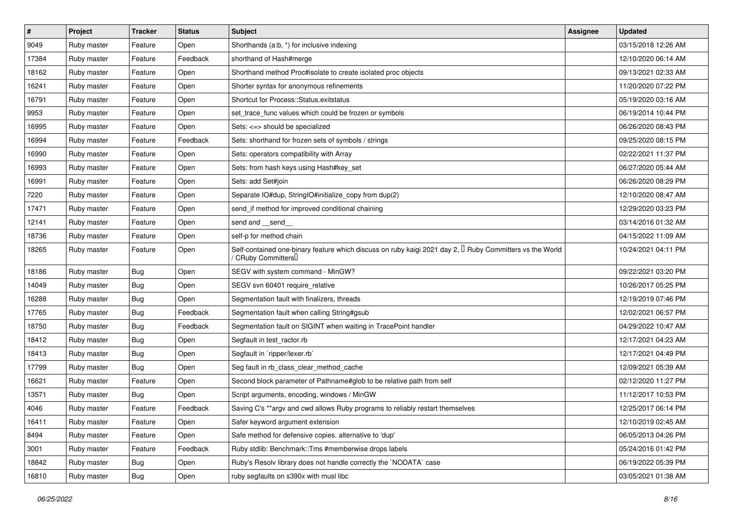| # | Project | Tracker | Status | Subject | Assignee | Updated |
|---|---|---|---|---|---|---|
| 9049 | Ruby master | Feature | Open | Shorthands (a:b, *) for inclusive indexing | | 03/15/2018 12:26 AM |
| 17384 | Ruby master | Feature | Feedback | shorthand of Hash#merge | | 12/10/2020 06:14 AM |
| 18162 | Ruby master | Feature | Open | Shorthand method Proc#isolate to create isolated proc objects | | 09/13/2021 02:33 AM |
| 16241 | Ruby master | Feature | Open | Shorter syntax for anonymous refinements | | 11/20/2020 07:22 PM |
| 16791 | Ruby master | Feature | Open | Shortcut for Process::Status.exitstatus | | 05/19/2020 03:16 AM |
| 9953 | Ruby master | Feature | Open | set_trace_func values which could be frozen or symbols | | 06/19/2014 10:44 PM |
| 16995 | Ruby master | Feature | Open | Sets: <=> should be specialized | | 06/26/2020 08:43 PM |
| 16994 | Ruby master | Feature | Feedback | Sets: shorthand for frozen sets of symbols / strings | | 09/25/2020 08:15 PM |
| 16990 | Ruby master | Feature | Open | Sets: operators compatibility with Array | | 02/22/2021 11:37 PM |
| 16993 | Ruby master | Feature | Open | Sets: from hash keys using Hash#key_set | | 06/27/2020 05:44 AM |
| 16991 | Ruby master | Feature | Open | Sets: add Set#join | | 06/26/2020 08:29 PM |
| 7220 | Ruby master | Feature | Open | Separate IO#dup, StringIO#initialize_copy from dup(2) | | 12/10/2020 08:47 AM |
| 17471 | Ruby master | Feature | Open | send_if method for improved conditional chaining | | 12/29/2020 03:23 PM |
| 12141 | Ruby master | Feature | Open | send and __send__ | | 03/14/2016 01:32 AM |
| 18736 | Ruby master | Feature | Open | self-p for method chain | | 04/15/2022 11:09 AM |
| 18265 | Ruby master | Feature | Open | Self-contained one-binary feature which discuss on ruby kaigi 2021 day 2, 「Ruby Committers vs the World / CRuby Committers」 | | 10/24/2021 04:11 PM |
| 18186 | Ruby master | Bug | Open | SEGV with system command - MinGW? | | 09/22/2021 03:20 PM |
| 14049 | Ruby master | Bug | Open | SEGV svn 60401 require_relative | | 10/26/2017 05:25 PM |
| 16288 | Ruby master | Bug | Open | Segmentation fault with finalizers, threads | | 12/19/2019 07:46 PM |
| 17765 | Ruby master | Bug | Feedback | Segmentation fault when calling String#gsub | | 12/02/2021 06:57 PM |
| 18750 | Ruby master | Bug | Feedback | Segmentation fault on SIGINT when waiting in TracePoint handler | | 04/29/2022 10:47 AM |
| 18412 | Ruby master | Bug | Open | Segfault in test_ractor.rb | | 12/17/2021 04:23 AM |
| 18413 | Ruby master | Bug | Open | Segfault in `ripper/lexer.rb` | | 12/17/2021 04:49 PM |
| 17799 | Ruby master | Bug | Open | Seg fault in rb_class_clear_method_cache | | 12/09/2021 05:39 AM |
| 16621 | Ruby master | Feature | Open | Second block parameter of Pathname#glob to be relative path from self | | 02/12/2020 11:27 PM |
| 13571 | Ruby master | Bug | Open | Script arguments, encoding, windows / MinGW | | 11/12/2017 10:53 PM |
| 4046 | Ruby master | Feature | Feedback | Saving C's **argv and cwd allows Ruby programs to reliably restart themselves | | 12/25/2017 06:14 PM |
| 16411 | Ruby master | Feature | Open | Safer keyword argument extension | | 12/10/2019 02:45 AM |
| 8494 | Ruby master | Feature | Open | Safe method for defensive copies. alternative to 'dup' | | 06/05/2013 04:26 PM |
| 3001 | Ruby master | Feature | Feedback | Ruby stdlib: Benchmark::Tms #memberwise drops labels | | 05/24/2016 01:42 PM |
| 18842 | Ruby master | Bug | Open | Ruby's Resolv library does not handle correctly the `NODATA` case | | 06/19/2022 05:39 PM |
| 16810 | Ruby master | Bug | Open | ruby segfaults on s390x with musl libc | | 03/05/2021 01:38 AM |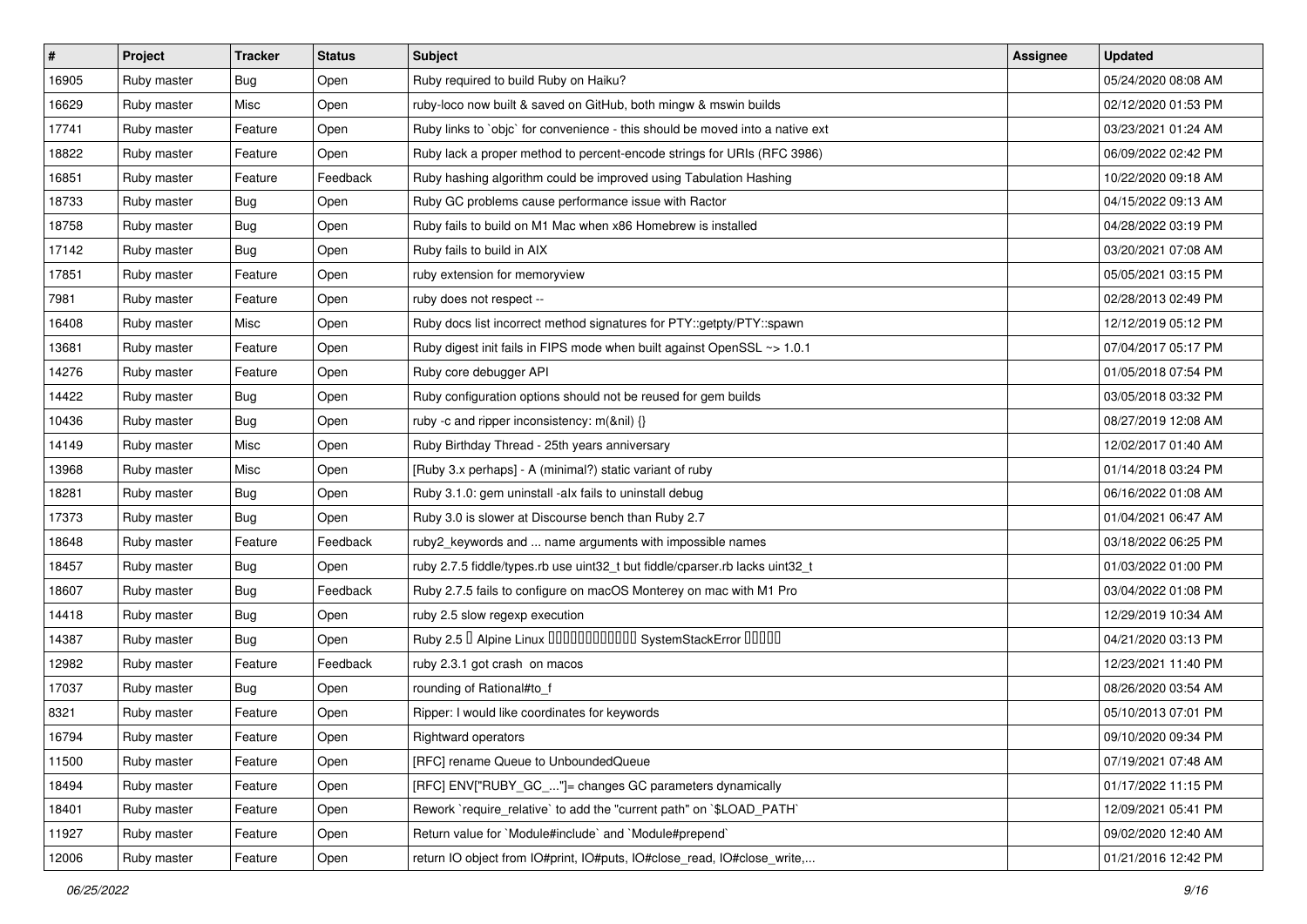| # | Project | Tracker | Status | Subject | Assignee | Updated |
|---|---|---|---|---|---|---|
| 16905 | Ruby master | Bug | Open | Ruby required to build Ruby on Haiku? | | 05/24/2020 08:08 AM |
| 16629 | Ruby master | Misc | Open | ruby-loco now built & saved on GitHub, both mingw & mswin builds | | 02/12/2020 01:53 PM |
| 17741 | Ruby master | Feature | Open | Ruby links to `objc` for convenience - this should be moved into a native ext | | 03/23/2021 01:24 AM |
| 18822 | Ruby master | Feature | Open | Ruby lack a proper method to percent-encode strings for URIs (RFC 3986) | | 06/09/2022 02:42 PM |
| 16851 | Ruby master | Feature | Feedback | Ruby hashing algorithm could be improved using Tabulation Hashing | | 10/22/2020 09:18 AM |
| 18733 | Ruby master | Bug | Open | Ruby GC problems cause performance issue with Ractor | | 04/15/2022 09:13 AM |
| 18758 | Ruby master | Bug | Open | Ruby fails to build on M1 Mac when x86 Homebrew is installed | | 04/28/2022 03:19 PM |
| 17142 | Ruby master | Bug | Open | Ruby fails to build in AIX | | 03/20/2021 07:08 AM |
| 17851 | Ruby master | Feature | Open | ruby extension for memoryview | | 05/05/2021 03:15 PM |
| 7981 | Ruby master | Feature | Open | ruby does not respect -- | | 02/28/2013 02:49 PM |
| 16408 | Ruby master | Misc | Open | Ruby docs list incorrect method signatures for PTY::getpty/PTY::spawn | | 12/12/2019 05:12 PM |
| 13681 | Ruby master | Feature | Open | Ruby digest init fails in FIPS mode when built against OpenSSL ~> 1.0.1 | | 07/04/2017 05:17 PM |
| 14276 | Ruby master | Feature | Open | Ruby core debugger API | | 01/05/2018 07:54 PM |
| 14422 | Ruby master | Bug | Open | Ruby configuration options should not be reused for gem builds | | 03/05/2018 03:32 PM |
| 10436 | Ruby master | Bug | Open | ruby -c and ripper inconsistency: m(&nil) {} | | 08/27/2019 12:08 AM |
| 14149 | Ruby master | Misc | Open | Ruby Birthday Thread - 25th years anniversary | | 12/02/2017 01:40 AM |
| 13968 | Ruby master | Misc | Open | [Ruby 3.x perhaps] - A (minimal?) static variant of ruby | | 01/14/2018 03:24 PM |
| 18281 | Ruby master | Bug | Open | Ruby 3.1.0: gem uninstall -alx fails to uninstall debug | | 06/16/2022 01:08 AM |
| 17373 | Ruby master | Bug | Open | Ruby 3.0 is slower at Discourse bench than Ruby 2.7 | | 01/04/2021 06:47 AM |
| 18648 | Ruby master | Feature | Feedback | ruby2_keywords and ... name arguments with impossible names | | 03/18/2022 06:25 PM |
| 18457 | Ruby master | Bug | Open | ruby 2.7.5 fiddle/types.rb use uint32_t but fiddle/cparser.rb lacks uint32_t | | 01/03/2022 01:00 PM |
| 18607 | Ruby master | Bug | Feedback | Ruby 2.7.5 fails to configure on macOS Monterey on mac with M1 Pro | | 03/04/2022 01:08 PM |
| 14418 | Ruby master | Bug | Open | ruby 2.5 slow regexp execution | | 12/29/2019 10:34 AM |
| 14387 | Ruby master | Bug | Open | Ruby 2.5 � Alpine Linux ������������ SystemStackError ����� | | 04/21/2020 03:13 PM |
| 12982 | Ruby master | Feature | Feedback | ruby 2.3.1 got crash on macos | | 12/23/2021 11:40 PM |
| 17037 | Ruby master | Bug | Open | rounding of Rational#to_f | | 08/26/2020 03:54 AM |
| 8321 | Ruby master | Feature | Open | Ripper: I would like coordinates for keywords | | 05/10/2013 07:01 PM |
| 16794 | Ruby master | Feature | Open | Rightward operators | | 09/10/2020 09:34 PM |
| 11500 | Ruby master | Feature | Open | [RFC] rename Queue to UnboundedQueue | | 07/19/2021 07:48 AM |
| 18494 | Ruby master | Feature | Open | [RFC] ENV["RUBY_GC_..."]= changes GC parameters dynamically | | 01/17/2022 11:15 PM |
| 18401 | Ruby master | Feature | Open | Rework `require_relative` to add the "current path" on `$LOAD_PATH` | | 12/09/2021 05:41 PM |
| 11927 | Ruby master | Feature | Open | Return value for `Module#include` and `Module#prepend` | | 09/02/2020 12:40 AM |
| 12006 | Ruby master | Feature | Open | return IO object from IO#print, IO#puts, IO#close_read, IO#close_write,... | | 01/21/2016 12:42 PM |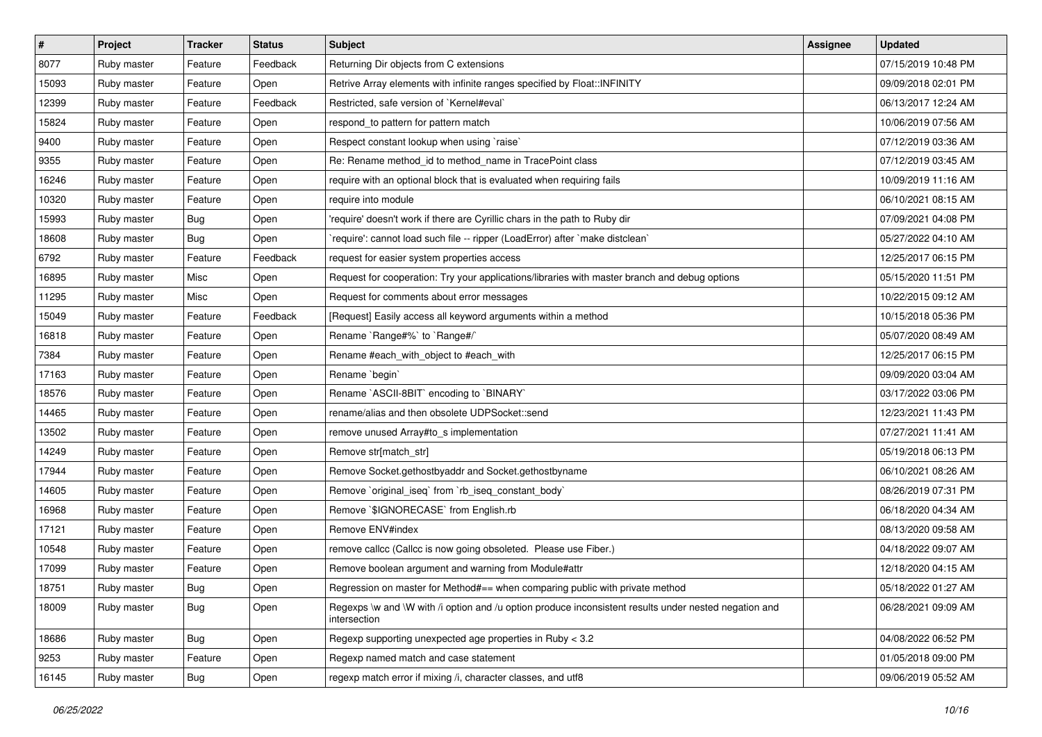| # | Project | Tracker | Status | Subject | Assignee | Updated |
|---|---|---|---|---|---|---|
| 8077 | Ruby master | Feature | Feedback | Returning Dir objects from C extensions | | 07/15/2019 10:48 PM |
| 15093 | Ruby master | Feature | Open | Retrive Array elements with infinite ranges specified by Float::INFINITY | | 09/09/2018 02:01 PM |
| 12399 | Ruby master | Feature | Feedback | Restricted, safe version of `Kernel#eval` | | 06/13/2017 12:24 AM |
| 15824 | Ruby master | Feature | Open | respond_to pattern for pattern match | | 10/06/2019 07:56 AM |
| 9400 | Ruby master | Feature | Open | Respect constant lookup when using `raise` | | 07/12/2019 03:36 AM |
| 9355 | Ruby master | Feature | Open | Re: Rename method_id to method_name in TracePoint class | | 07/12/2019 03:45 AM |
| 16246 | Ruby master | Feature | Open | require with an optional block that is evaluated when requiring fails | | 10/09/2019 11:16 AM |
| 10320 | Ruby master | Feature | Open | require into module | | 06/10/2021 08:15 AM |
| 15993 | Ruby master | Bug | Open | 'require' doesn't work if there are Cyrillic chars in the path to Ruby dir | | 07/09/2021 04:08 PM |
| 18608 | Ruby master | Bug | Open | `require': cannot load such file -- ripper (LoadError) after `make distclean` | | 05/27/2022 04:10 AM |
| 6792 | Ruby master | Feature | Feedback | request for easier system properties access | | 12/25/2017 06:15 PM |
| 16895 | Ruby master | Misc | Open | Request for cooperation: Try your applications/libraries with master branch and debug options | | 05/15/2020 11:51 PM |
| 11295 | Ruby master | Misc | Open | Request for comments about error messages | | 10/22/2015 09:12 AM |
| 15049 | Ruby master | Feature | Feedback | [Request] Easily access all keyword arguments within a method | | 10/15/2018 05:36 PM |
| 16818 | Ruby master | Feature | Open | Rename `Range#%` to `Range#/` | | 05/07/2020 08:49 AM |
| 7384 | Ruby master | Feature | Open | Rename #each_with_object to #each_with | | 12/25/2017 06:15 PM |
| 17163 | Ruby master | Feature | Open | Rename `begin` | | 09/09/2020 03:04 AM |
| 18576 | Ruby master | Feature | Open | Rename `ASCII-8BIT` encoding to `BINARY` | | 03/17/2022 03:06 PM |
| 14465 | Ruby master | Feature | Open | rename/alias and then obsolete UDPSocket::send | | 12/23/2021 11:43 PM |
| 13502 | Ruby master | Feature | Open | remove unused Array#to_s implementation | | 07/27/2021 11:41 AM |
| 14249 | Ruby master | Feature | Open | Remove str[match_str] | | 05/19/2018 06:13 PM |
| 17944 | Ruby master | Feature | Open | Remove Socket.gethostbyaddr and Socket.gethostbyname | | 06/10/2021 08:26 AM |
| 14605 | Ruby master | Feature | Open | Remove `original_iseq` from `rb_iseq_constant_body` | | 08/26/2019 07:31 PM |
| 16968 | Ruby master | Feature | Open | Remove `$IGNORECASE` from English.rb | | 06/18/2020 04:34 AM |
| 17121 | Ruby master | Feature | Open | Remove ENV#index | | 08/13/2020 09:58 AM |
| 10548 | Ruby master | Feature | Open | remove callcc (Callcc is now going obsoleted.  Please use Fiber.) | | 04/18/2022 09:07 AM |
| 17099 | Ruby master | Feature | Open | Remove boolean argument and warning from Module#attr | | 12/18/2020 04:15 AM |
| 18751 | Ruby master | Bug | Open | Regression on master for Method#== when comparing public with private method | | 05/18/2022 01:27 AM |
| 18009 | Ruby master | Bug | Open | Regexps \w and \W with /i option and /u option produce inconsistent results under nested negation and intersection | | 06/28/2021 09:09 AM |
| 18686 | Ruby master | Bug | Open | Regexp supporting unexpected age properties in Ruby < 3.2 | | 04/08/2022 06:52 PM |
| 9253 | Ruby master | Feature | Open | Regexp named match and case statement | | 01/05/2018 09:00 PM |
| 16145 | Ruby master | Bug | Open | regexp match error if mixing /i, character classes, and utf8 | | 09/06/2019 05:52 AM |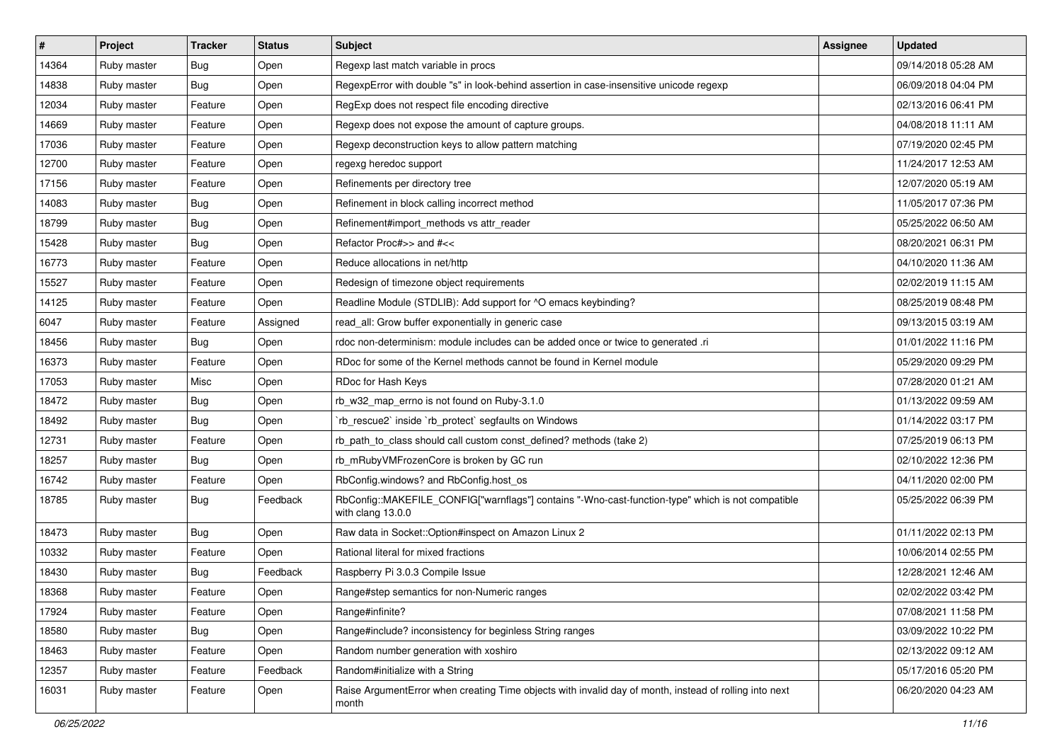| # | Project | Tracker | Status | Subject | Assignee | Updated |
|---|---|---|---|---|---|---|
| 14364 | Ruby master | Bug | Open | Regexp last match variable in procs | | 09/14/2018 05:28 AM |
| 14838 | Ruby master | Bug | Open | RegexpError with double "s" in look-behind assertion in case-insensitive unicode regexp | | 06/09/2018 04:04 PM |
| 12034 | Ruby master | Feature | Open | RegExp does not respect file encoding directive | | 02/13/2016 06:41 PM |
| 14669 | Ruby master | Feature | Open | Regexp does not expose the amount of capture groups. | | 04/08/2018 11:11 AM |
| 17036 | Ruby master | Feature | Open | Regexp deconstruction keys to allow pattern matching | | 07/19/2020 02:45 PM |
| 12700 | Ruby master | Feature | Open | regexg heredoc support | | 11/24/2017 12:53 AM |
| 17156 | Ruby master | Feature | Open | Refinements per directory tree | | 12/07/2020 05:19 AM |
| 14083 | Ruby master | Bug | Open | Refinement in block calling incorrect method | | 11/05/2017 07:36 PM |
| 18799 | Ruby master | Bug | Open | Refinement#import_methods vs attr_reader | | 05/25/2022 06:50 AM |
| 15428 | Ruby master | Bug | Open | Refactor Proc#>> and #<< | | 08/20/2021 06:31 PM |
| 16773 | Ruby master | Feature | Open | Reduce allocations in net/http | | 04/10/2020 11:36 AM |
| 15527 | Ruby master | Feature | Open | Redesign of timezone object requirements | | 02/02/2019 11:15 AM |
| 14125 | Ruby master | Feature | Open | Readline Module (STDLIB): Add support for ^O emacs keybinding? | | 08/25/2019 08:48 PM |
| 6047 | Ruby master | Feature | Assigned | read_all: Grow buffer exponentially in generic case | | 09/13/2015 03:19 AM |
| 18456 | Ruby master | Bug | Open | rdoc non-determinism: module includes can be added once or twice to generated .ri | | 01/01/2022 11:16 PM |
| 16373 | Ruby master | Feature | Open | RDoc for some of the Kernel methods cannot be found in Kernel module | | 05/29/2020 09:29 PM |
| 17053 | Ruby master | Misc | Open | RDoc for Hash Keys | | 07/28/2020 01:21 AM |
| 18472 | Ruby master | Bug | Open | rb_w32_map_errno is not found on Ruby-3.1.0 | | 01/13/2022 09:59 AM |
| 18492 | Ruby master | Bug | Open | `rb_rescue2` inside `rb_protect` segfaults on Windows | | 01/14/2022 03:17 PM |
| 12731 | Ruby master | Feature | Open | rb_path_to_class should call custom const_defined? methods (take 2) | | 07/25/2019 06:13 PM |
| 18257 | Ruby master | Bug | Open | rb_mRubyVMFrozenCore is broken by GC run | | 02/10/2022 12:36 PM |
| 16742 | Ruby master | Feature | Open | RbConfig.windows? and RbConfig.host_os | | 04/11/2020 02:00 PM |
| 18785 | Ruby master | Bug | Feedback | RbConfig::MAKEFILE_CONFIG["warnflags"] contains "-Wno-cast-function-type" which is not compatible with clang 13.0.0 | | 05/25/2022 06:39 PM |
| 18473 | Ruby master | Bug | Open | Raw data in Socket::Option#inspect on Amazon Linux 2 | | 01/11/2022 02:13 PM |
| 10332 | Ruby master | Feature | Open | Rational literal for mixed fractions | | 10/06/2014 02:55 PM |
| 18430 | Ruby master | Bug | Feedback | Raspberry Pi 3.0.3 Compile Issue | | 12/28/2021 12:46 AM |
| 18368 | Ruby master | Feature | Open | Range#step semantics for non-Numeric ranges | | 02/02/2022 03:42 PM |
| 17924 | Ruby master | Feature | Open | Range#infinite? | | 07/08/2021 11:58 PM |
| 18580 | Ruby master | Bug | Open | Range#include? inconsistency for beginless String ranges | | 03/09/2022 10:22 PM |
| 18463 | Ruby master | Feature | Open | Random number generation with xoshiro | | 02/13/2022 09:12 AM |
| 12357 | Ruby master | Feature | Feedback | Random#initialize with a String | | 05/17/2016 05:20 PM |
| 16031 | Ruby master | Feature | Open | Raise ArgumentError when creating Time objects with invalid day of month, instead of rolling into next month | | 06/20/2020 04:23 AM |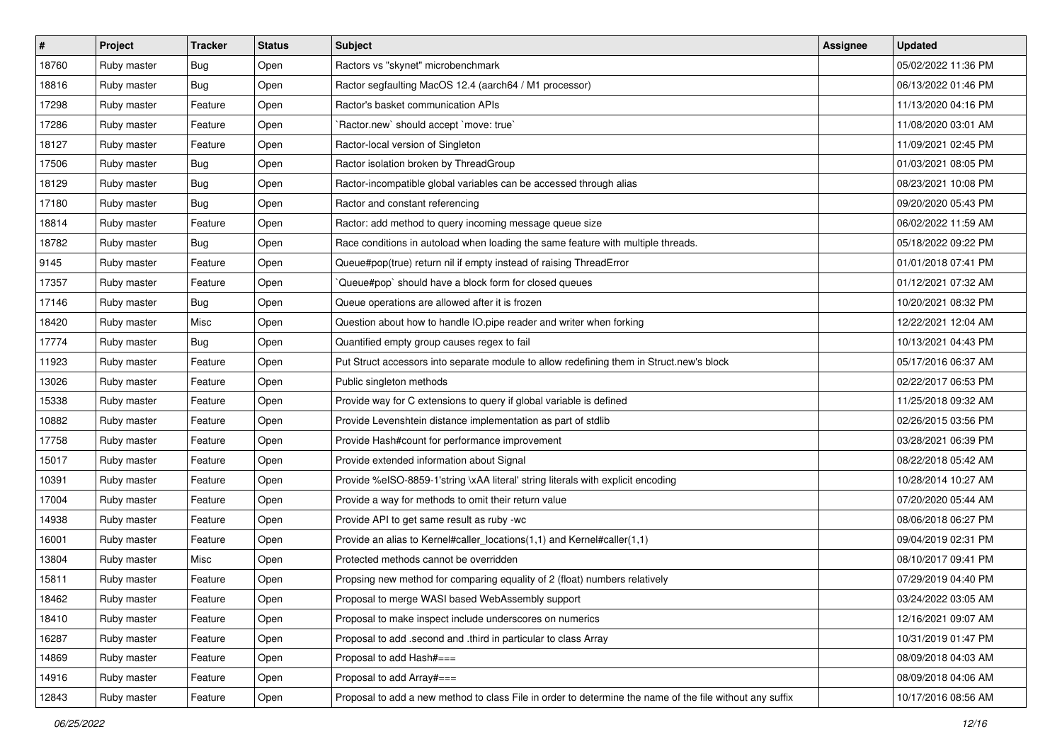| # | Project | Tracker | Status | Subject | Assignee | Updated |
|---|---|---|---|---|---|---|
| 18760 | Ruby master | Bug | Open | Ractors vs "skynet" microbenchmark | | 05/02/2022 11:36 PM |
| 18816 | Ruby master | Bug | Open | Ractor segfaulting MacOS 12.4 (aarch64 / M1 processor) | | 06/13/2022 01:46 PM |
| 17298 | Ruby master | Feature | Open | Ractor's basket communication APIs | | 11/13/2020 04:16 PM |
| 17286 | Ruby master | Feature | Open | `Ractor.new` should accept `move: true` | | 11/08/2020 03:01 AM |
| 18127 | Ruby master | Feature | Open | Ractor-local version of Singleton | | 11/09/2021 02:45 PM |
| 17506 | Ruby master | Bug | Open | Ractor isolation broken by ThreadGroup | | 01/03/2021 08:05 PM |
| 18129 | Ruby master | Bug | Open | Ractor-incompatible global variables can be accessed through alias | | 08/23/2021 10:08 PM |
| 17180 | Ruby master | Bug | Open | Ractor and constant referencing | | 09/20/2020 05:43 PM |
| 18814 | Ruby master | Feature | Open | Ractor: add method to query incoming message queue size | | 06/02/2022 11:59 AM |
| 18782 | Ruby master | Bug | Open | Race conditions in autoload when loading the same feature with multiple threads. | | 05/18/2022 09:22 PM |
| 9145 | Ruby master | Feature | Open | Queue#pop(true) return nil if empty instead of raising ThreadError | | 01/01/2018 07:41 PM |
| 17357 | Ruby master | Feature | Open | `Queue#pop` should have a block form for closed queues | | 01/12/2021 07:32 AM |
| 17146 | Ruby master | Bug | Open | Queue operations are allowed after it is frozen | | 10/20/2021 08:32 PM |
| 18420 | Ruby master | Misc | Open | Question about how to handle IO.pipe reader and writer when forking | | 12/22/2021 12:04 AM |
| 17774 | Ruby master | Bug | Open | Quantified empty group causes regex to fail | | 10/13/2021 04:43 PM |
| 11923 | Ruby master | Feature | Open | Put Struct accessors into separate module to allow redefining them in Struct.new's block | | 05/17/2016 06:37 AM |
| 13026 | Ruby master | Feature | Open | Public singleton methods | | 02/22/2017 06:53 PM |
| 15338 | Ruby master | Feature | Open | Provide way for C extensions to query if global variable is defined | | 11/25/2018 09:32 AM |
| 10882 | Ruby master | Feature | Open | Provide Levenshtein distance implementation as part of stdlib | | 02/26/2015 03:56 PM |
| 17758 | Ruby master | Feature | Open | Provide Hash#count for performance improvement | | 03/28/2021 06:39 PM |
| 15017 | Ruby master | Feature | Open | Provide extended information about Signal | | 08/22/2018 05:42 AM |
| 10391 | Ruby master | Feature | Open | Provide %eISO-8859-1'string \xAA literal' string literals with explicit encoding | | 10/28/2014 10:27 AM |
| 17004 | Ruby master | Feature | Open | Provide a way for methods to omit their return value | | 07/20/2020 05:44 AM |
| 14938 | Ruby master | Feature | Open | Provide API to get same result as ruby -wc | | 08/06/2018 06:27 PM |
| 16001 | Ruby master | Feature | Open | Provide an alias to Kernel#caller_locations(1,1) and Kernel#caller(1,1) | | 09/04/2019 02:31 PM |
| 13804 | Ruby master | Misc | Open | Protected methods cannot be overridden | | 08/10/2017 09:41 PM |
| 15811 | Ruby master | Feature | Open | Propsing new method for comparing equality of 2 (float) numbers relatively | | 07/29/2019 04:40 PM |
| 18462 | Ruby master | Feature | Open | Proposal to merge WASI based WebAssembly support | | 03/24/2022 03:05 AM |
| 18410 | Ruby master | Feature | Open | Proposal to make inspect include underscores on numerics | | 12/16/2021 09:07 AM |
| 16287 | Ruby master | Feature | Open | Proposal to add .second and .third in particular to class Array | | 10/31/2019 01:47 PM |
| 14869 | Ruby master | Feature | Open | Proposal to add Hash#=== | | 08/09/2018 04:03 AM |
| 14916 | Ruby master | Feature | Open | Proposal to add Array#=== | | 08/09/2018 04:06 AM |
| 12843 | Ruby master | Feature | Open | Proposal to add a new method to class File in order to determine the name of the file without any suffix | | 10/17/2016 08:56 AM |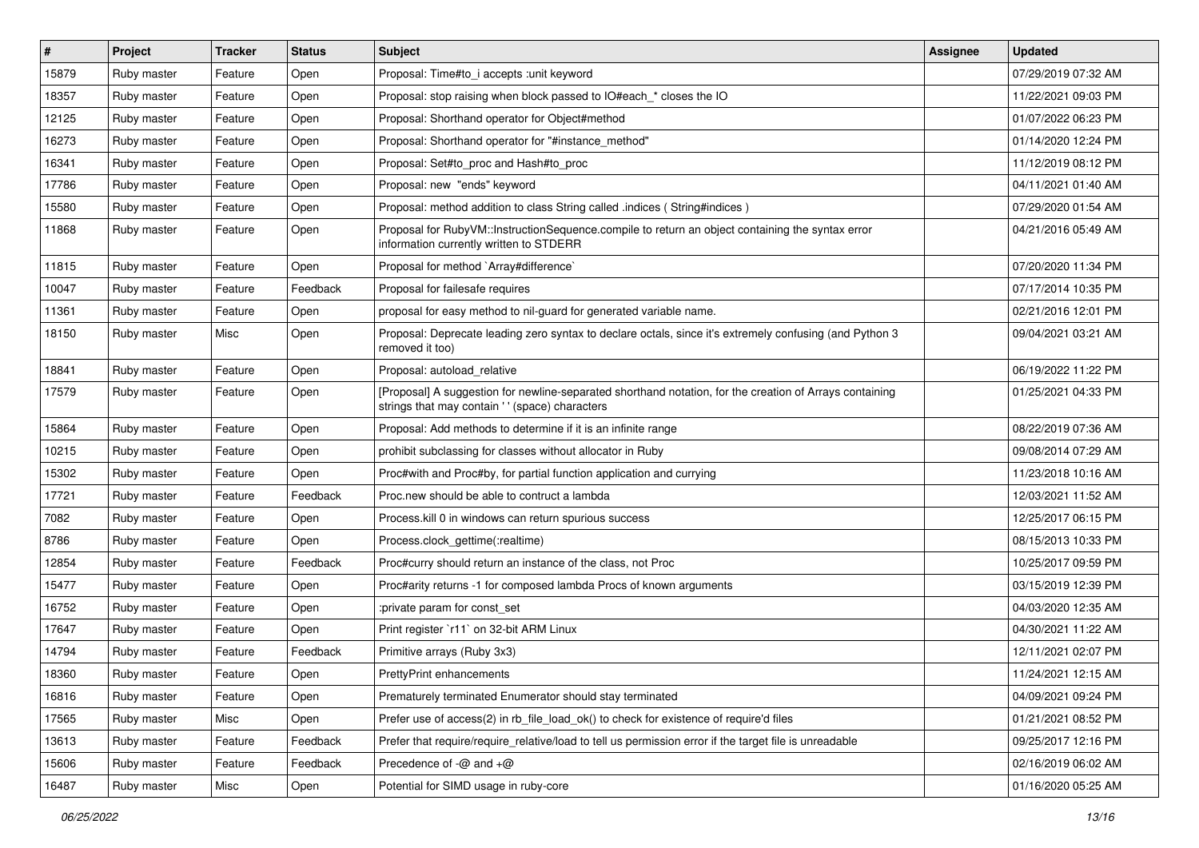| # | Project | Tracker | Status | Subject | Assignee | Updated |
|---|---|---|---|---|---|---|
| 15879 | Ruby master | Feature | Open | Proposal: Time#to_i accepts :unit keyword | | 07/29/2019 07:32 AM |
| 18357 | Ruby master | Feature | Open | Proposal: stop raising when block passed to IO#each_* closes the IO | | 11/22/2021 09:03 PM |
| 12125 | Ruby master | Feature | Open | Proposal: Shorthand operator for Object#method | | 01/07/2022 06:23 PM |
| 16273 | Ruby master | Feature | Open | Proposal: Shorthand operator for "#instance_method" | | 01/14/2020 12:24 PM |
| 16341 | Ruby master | Feature | Open | Proposal: Set#to_proc and Hash#to_proc | | 11/12/2019 08:12 PM |
| 17786 | Ruby master | Feature | Open | Proposal: new "ends" keyword | | 04/11/2021 01:40 AM |
| 15580 | Ruby master | Feature | Open | Proposal: method addition to class String called .indices ( String#indices ) | | 07/29/2020 01:54 AM |
| 11868 | Ruby master | Feature | Open | Proposal for RubyVM::InstructionSequence.compile to return an object containing the syntax error information currently written to STDERR | | 04/21/2016 05:49 AM |
| 11815 | Ruby master | Feature | Open | Proposal for method `Array#difference` | | 07/20/2020 11:34 PM |
| 10047 | Ruby master | Feature | Feedback | Proposal for failesafe requires | | 07/17/2014 10:35 PM |
| 11361 | Ruby master | Feature | Open | proposal for easy method to nil-guard for generated variable name. | | 02/21/2016 12:01 PM |
| 18150 | Ruby master | Misc | Open | Proposal: Deprecate leading zero syntax to declare octals, since it's extremely confusing (and Python 3 removed it too) | | 09/04/2021 03:21 AM |
| 18841 | Ruby master | Feature | Open | Proposal: autoload_relative | | 06/19/2022 11:22 PM |
| 17579 | Ruby master | Feature | Open | [Proposal] A suggestion for newline-separated shorthand notation, for the creation of Arrays containing strings that may contain ' ' (space) characters | | 01/25/2021 04:33 PM |
| 15864 | Ruby master | Feature | Open | Proposal: Add methods to determine if it is an infinite range | | 08/22/2019 07:36 AM |
| 10215 | Ruby master | Feature | Open | prohibit subclassing for classes without allocator in Ruby | | 09/08/2014 07:29 AM |
| 15302 | Ruby master | Feature | Open | Proc#with and Proc#by, for partial function application and currying | | 11/23/2018 10:16 AM |
| 17721 | Ruby master | Feature | Feedback | Proc.new should be able to contruct a lambda | | 12/03/2021 11:52 AM |
| 7082 | Ruby master | Feature | Open | Process.kill 0 in windows can return spurious success | | 12/25/2017 06:15 PM |
| 8786 | Ruby master | Feature | Open | Process.clock_gettime(:realtime) | | 08/15/2013 10:33 PM |
| 12854 | Ruby master | Feature | Feedback | Proc#curry should return an instance of the class, not Proc | | 10/25/2017 09:59 PM |
| 15477 | Ruby master | Feature | Open | Proc#arity returns -1 for composed lambda Procs of known arguments | | 03/15/2019 12:39 PM |
| 16752 | Ruby master | Feature | Open | :private param for const_set | | 04/03/2020 12:35 AM |
| 17647 | Ruby master | Feature | Open | Print register `r11` on 32-bit ARM Linux | | 04/30/2021 11:22 AM |
| 14794 | Ruby master | Feature | Feedback | Primitive arrays (Ruby 3x3) | | 12/11/2021 02:07 PM |
| 18360 | Ruby master | Feature | Open | PrettyPrint enhancements | | 11/24/2021 12:15 AM |
| 16816 | Ruby master | Feature | Open | Prematurely terminated Enumerator should stay terminated | | 04/09/2021 09:24 PM |
| 17565 | Ruby master | Misc | Open | Prefer use of access(2) in rb_file_load_ok() to check for existence of require'd files | | 01/21/2021 08:52 PM |
| 13613 | Ruby master | Feature | Feedback | Prefer that require/require_relative/load to tell us permission error if the target file is unreadable | | 09/25/2017 12:16 PM |
| 15606 | Ruby master | Feature | Feedback | Precedence of -@ and +@ | | 02/16/2019 06:02 AM |
| 16487 | Ruby master | Misc | Open | Potential for SIMD usage in ruby-core | | 01/16/2020 05:25 AM |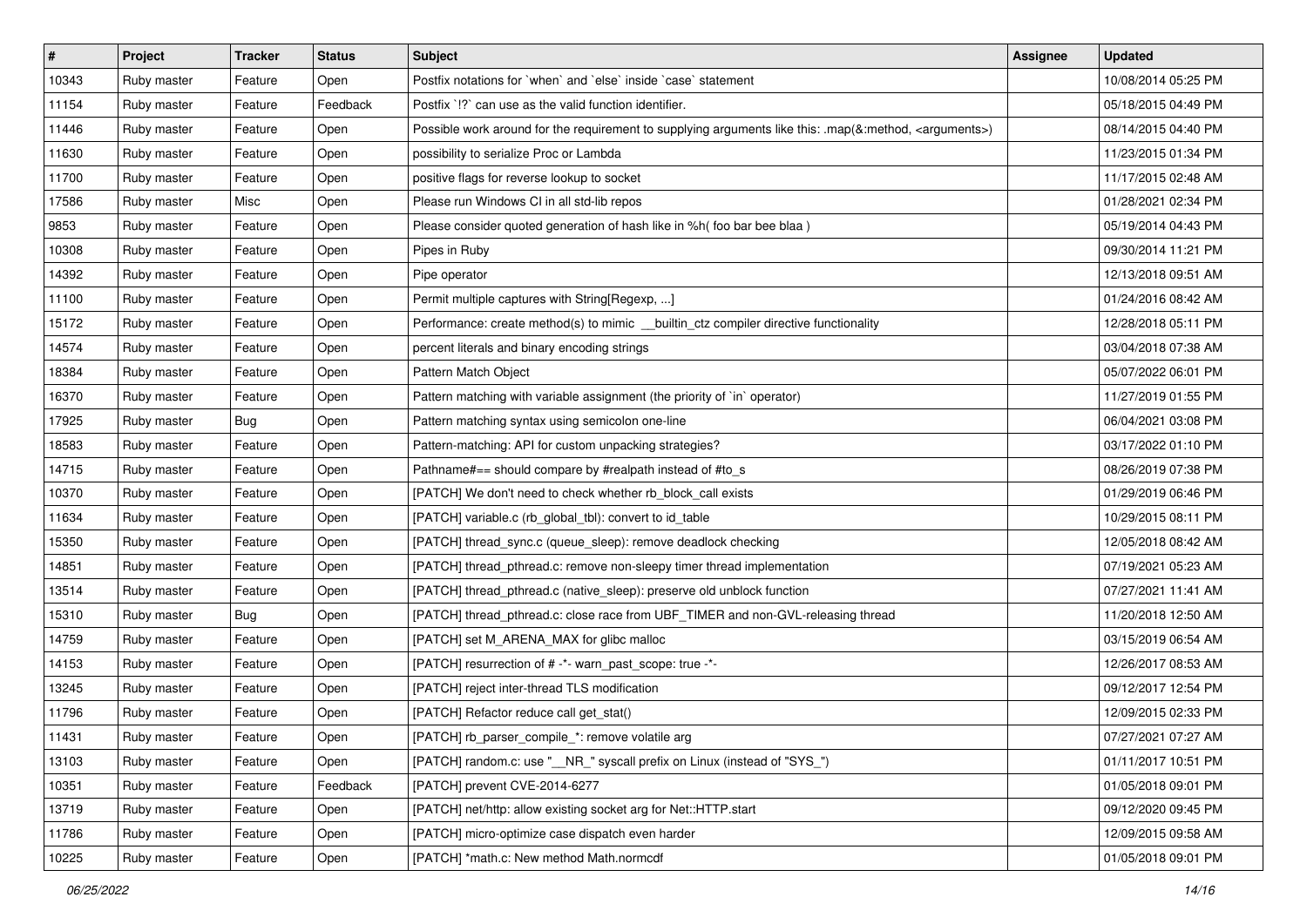| # | Project | Tracker | Status | Subject | Assignee | Updated |
|---|---|---|---|---|---|---|
| 10343 | Ruby master | Feature | Open | Postfix notations for `when` and `else` inside `case` statement | | 10/08/2014 05:25 PM |
| 11154 | Ruby master | Feature | Feedback | Postfix `!?` can use as the valid function identifier. | | 05/18/2015 04:49 PM |
| 11446 | Ruby master | Feature | Open | Possible work around for the requirement to supplying arguments like this: .map(&:method, <arguments>) | | 08/14/2015 04:40 PM |
| 11630 | Ruby master | Feature | Open | possibility to serialize Proc or Lambda | | 11/23/2015 01:34 PM |
| 11700 | Ruby master | Feature | Open | positive flags for reverse lookup to socket | | 11/17/2015 02:48 AM |
| 17586 | Ruby master | Misc | Open | Please run Windows CI in all std-lib repos | | 01/28/2021 02:34 PM |
| 9853 | Ruby master | Feature | Open | Please consider quoted generation of hash like in %h( foo bar bee blaa ) | | 05/19/2014 04:43 PM |
| 10308 | Ruby master | Feature | Open | Pipes in Ruby | | 09/30/2014 11:21 PM |
| 14392 | Ruby master | Feature | Open | Pipe operator | | 12/13/2018 09:51 AM |
| 11100 | Ruby master | Feature | Open | Permit multiple captures with String[Regexp, ...] | | 01/24/2016 08:42 AM |
| 15172 | Ruby master | Feature | Open | Performance: create method(s) to mimic __builtin_ctz compiler directive functionality | | 12/28/2018 05:11 PM |
| 14574 | Ruby master | Feature | Open | percent literals and binary encoding strings | | 03/04/2018 07:38 AM |
| 18384 | Ruby master | Feature | Open | Pattern Match Object | | 05/07/2022 06:01 PM |
| 16370 | Ruby master | Feature | Open | Pattern matching with variable assignment (the priority of `in` operator) | | 11/27/2019 01:55 PM |
| 17925 | Ruby master | Bug | Open | Pattern matching syntax using semicolon one-line | | 06/04/2021 03:08 PM |
| 18583 | Ruby master | Feature | Open | Pattern-matching: API for custom unpacking strategies? | | 03/17/2022 01:10 PM |
| 14715 | Ruby master | Feature | Open | Pathname#== should compare by #realpath instead of #to_s | | 08/26/2019 07:38 PM |
| 10370 | Ruby master | Feature | Open | [PATCH] We don't need to check whether rb_block_call exists | | 01/29/2019 06:46 PM |
| 11634 | Ruby master | Feature | Open | [PATCH] variable.c (rb_global_tbl): convert to id_table | | 10/29/2015 08:11 PM |
| 15350 | Ruby master | Feature | Open | [PATCH] thread_sync.c (queue_sleep): remove deadlock checking | | 12/05/2018 08:42 AM |
| 14851 | Ruby master | Feature | Open | [PATCH] thread_pthread.c: remove non-sleepy timer thread implementation | | 07/19/2021 05:23 AM |
| 13514 | Ruby master | Feature | Open | [PATCH] thread_pthread.c (native_sleep): preserve old unblock function | | 07/27/2021 11:41 AM |
| 15310 | Ruby master | Bug | Open | [PATCH] thread_pthread.c: close race from UBF_TIMER and non-GVL-releasing thread | | 11/20/2018 12:50 AM |
| 14759 | Ruby master | Feature | Open | [PATCH] set M_ARENA_MAX for glibc malloc | | 03/15/2019 06:54 AM |
| 14153 | Ruby master | Feature | Open | [PATCH] resurrection of # -*- warn_past_scope: true -*- | | 12/26/2017 08:53 AM |
| 13245 | Ruby master | Feature | Open | [PATCH] reject inter-thread TLS modification | | 09/12/2017 12:54 PM |
| 11796 | Ruby master | Feature | Open | [PATCH] Refactor reduce call get_stat() | | 12/09/2015 02:33 PM |
| 11431 | Ruby master | Feature | Open | [PATCH] rb_parser_compile_*: remove volatile arg | | 07/27/2021 07:27 AM |
| 13103 | Ruby master | Feature | Open | [PATCH] random.c: use "__NR_" syscall prefix on Linux (instead of "SYS_") | | 01/11/2017 10:51 PM |
| 10351 | Ruby master | Feature | Feedback | [PATCH] prevent CVE-2014-6277 | | 01/05/2018 09:01 PM |
| 13719 | Ruby master | Feature | Open | [PATCH] net/http: allow existing socket arg for Net::HTTP.start | | 09/12/2020 09:45 PM |
| 11786 | Ruby master | Feature | Open | [PATCH] micro-optimize case dispatch even harder | | 12/09/2015 09:58 AM |
| 10225 | Ruby master | Feature | Open | [PATCH] *math.c: New method Math.normcdf | | 01/05/2018 09:01 PM |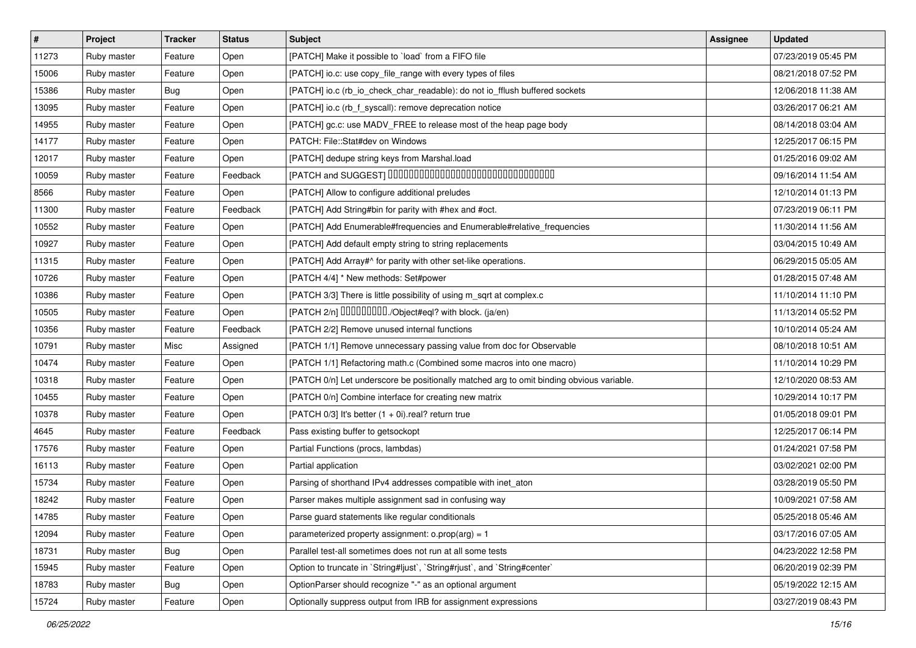| # | Project | Tracker | Status | Subject | Assignee | Updated |
| --- | --- | --- | --- | --- | --- | --- |
| 11273 | Ruby master | Feature | Open | [PATCH] Make it possible to `load` from a FIFO file | | 07/23/2019 05:45 PM |
| 15006 | Ruby master | Feature | Open | [PATCH] io.c: use copy_file_range with every types of files | | 08/21/2018 07:52 PM |
| 15386 | Ruby master | Bug | Open | [PATCH] io.c (rb_io_check_char_readable): do not io_fflush buffered sockets | | 12/06/2018 11:38 AM |
| 13095 | Ruby master | Feature | Open | [PATCH] io.c (rb_f_syscall): remove deprecation notice | | 03/26/2017 06:21 AM |
| 14955 | Ruby master | Feature | Open | [PATCH] gc.c: use MADV_FREE to release most of the heap page body | | 08/14/2018 03:04 AM |
| 14177 | Ruby master | Feature | Open | PATCH: File::Stat#dev on Windows | | 12/25/2017 06:15 PM |
| 12017 | Ruby master | Feature | Open | [PATCH] dedupe string keys from Marshal.load | | 01/25/2016 09:02 AM |
| 10059 | Ruby master | Feature | Feedback | [PATCH and SUGGEST] 0000000000000000000000000000000000 | | 09/16/2014 11:54 AM |
| 8566 | Ruby master | Feature | Open | [PATCH] Allow to configure additional preludes | | 12/10/2014 01:13 PM |
| 11300 | Ruby master | Feature | Feedback | [PATCH] Add String#bin for parity with #hex and #oct. | | 07/23/2019 06:11 PM |
| 10552 | Ruby master | Feature | Open | [PATCH] Add Enumerable#frequencies and Enumerable#relative_frequencies | | 11/30/2014 11:56 AM |
| 10927 | Ruby master | Feature | Open | [PATCH] Add default empty string to string replacements | | 03/04/2015 10:49 AM |
| 11315 | Ruby master | Feature | Open | [PATCH] Add Array#^ for parity with other set-like operations. | | 06/29/2015 05:05 AM |
| 10726 | Ruby master | Feature | Open | [PATCH 4/4] * New methods: Set#power | | 01/28/2015 07:48 AM |
| 10386 | Ruby master | Feature | Open | [PATCH 3/3] There is little possibility of using m_sqrt at complex.c | | 11/10/2014 11:10 PM |
| 10505 | Ruby master | Feature | Open | [PATCH 2/n] 0000000000./Object#eql? with block. (ja/en) | | 11/13/2014 05:52 PM |
| 10356 | Ruby master | Feature | Feedback | [PATCH 2/2] Remove unused internal functions | | 10/10/2014 05:24 AM |
| 10791 | Ruby master | Misc | Assigned | [PATCH 1/1] Remove unnecessary passing value from doc for Observable | | 08/10/2018 10:51 AM |
| 10474 | Ruby master | Feature | Open | [PATCH 1/1] Refactoring math.c (Combined some macros into one macro) | | 11/10/2014 10:29 PM |
| 10318 | Ruby master | Feature | Open | [PATCH 0/n] Let underscore be positionally matched arg to omit binding obvious variable. | | 12/10/2020 08:53 AM |
| 10455 | Ruby master | Feature | Open | [PATCH 0/n] Combine interface for creating new matrix | | 10/29/2014 10:17 PM |
| 10378 | Ruby master | Feature | Open | [PATCH 0/3] It's better (1 + 0i).real? return true | | 01/05/2018 09:01 PM |
| 4645 | Ruby master | Feature | Feedback | Pass existing buffer to getsockopt | | 12/25/2017 06:14 PM |
| 17576 | Ruby master | Feature | Open | Partial Functions (procs, lambdas) | | 01/24/2021 07:58 PM |
| 16113 | Ruby master | Feature | Open | Partial application | | 03/02/2021 02:00 PM |
| 15734 | Ruby master | Feature | Open | Parsing of shorthand IPv4 addresses compatible with inet_aton | | 03/28/2019 05:50 PM |
| 18242 | Ruby master | Feature | Open | Parser makes multiple assignment sad in confusing way | | 10/09/2021 07:58 AM |
| 14785 | Ruby master | Feature | Open | Parse guard statements like regular conditionals | | 05/25/2018 05:46 AM |
| 12094 | Ruby master | Feature | Open | parameterized property assignment: o.prop(arg) = 1 | | 03/17/2016 07:05 AM |
| 18731 | Ruby master | Bug | Open | Parallel test-all sometimes does not run at all some tests | | 04/23/2022 12:58 PM |
| 15945 | Ruby master | Feature | Open | Option to truncate in `String#ljust`, `String#rjust`, and `String#center` | | 06/20/2019 02:39 PM |
| 18783 | Ruby master | Bug | Open | OptionParser should recognize "-" as an optional argument | | 05/19/2022 12:15 AM |
| 15724 | Ruby master | Feature | Open | Optionally suppress output from IRB for assignment expressions | | 03/27/2019 08:43 PM |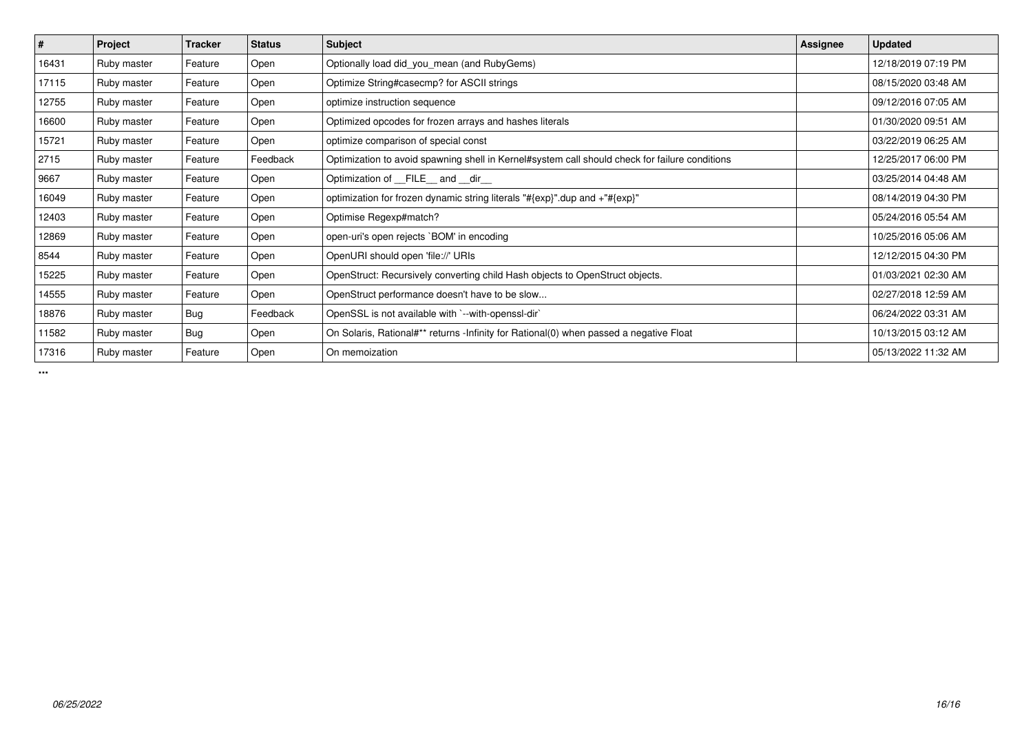| # | Project | Tracker | Status | Subject | Assignee | Updated |
|---|---|---|---|---|---|---|
| 16431 | Ruby master | Feature | Open | Optionally load did_you_mean (and RubyGems) | | 12/18/2019 07:19 PM |
| 17115 | Ruby master | Feature | Open | Optimize String#casecmp? for ASCII strings | | 08/15/2020 03:48 AM |
| 12755 | Ruby master | Feature | Open | optimize instruction sequence | | 09/12/2016 07:05 AM |
| 16600 | Ruby master | Feature | Open | Optimized opcodes for frozen arrays and hashes literals | | 01/30/2020 09:51 AM |
| 15721 | Ruby master | Feature | Open | optimize comparison of special const | | 03/22/2019 06:25 AM |
| 2715 | Ruby master | Feature | Feedback | Optimization to avoid spawning shell in Kernel#system call should check for failure conditions | | 12/25/2017 06:00 PM |
| 9667 | Ruby master | Feature | Open | Optimization of __FILE__ and __dir__ | | 03/25/2014 04:48 AM |
| 16049 | Ruby master | Feature | Open | optimization for frozen dynamic string literals "#{exp}".dup and +"#{exp}" | | 08/14/2019 04:30 PM |
| 12403 | Ruby master | Feature | Open | Optimise Regexp#match? | | 05/24/2016 05:54 AM |
| 12869 | Ruby master | Feature | Open | open-uri's open rejects `BOM' in encoding | | 10/25/2016 05:06 AM |
| 8544 | Ruby master | Feature | Open | OpenURI should open 'file://' URIs | | 12/12/2015 04:30 PM |
| 15225 | Ruby master | Feature | Open | OpenStruct: Recursively converting child Hash objects to OpenStruct objects. | | 01/03/2021 02:30 AM |
| 14555 | Ruby master | Feature | Open | OpenStruct performance doesn't have to be slow... | | 02/27/2018 12:59 AM |
| 18876 | Ruby master | Bug | Feedback | OpenSSL is not available with `--with-openssl-dir` | | 06/24/2022 03:31 AM |
| 11582 | Ruby master | Bug | Open | On Solaris, Rational#** returns -Infinity for Rational(0) when passed a negative Float | | 10/13/2015 03:12 AM |
| 17316 | Ruby master | Feature | Open | On memoization | | 05/13/2022 11:32 AM |

...